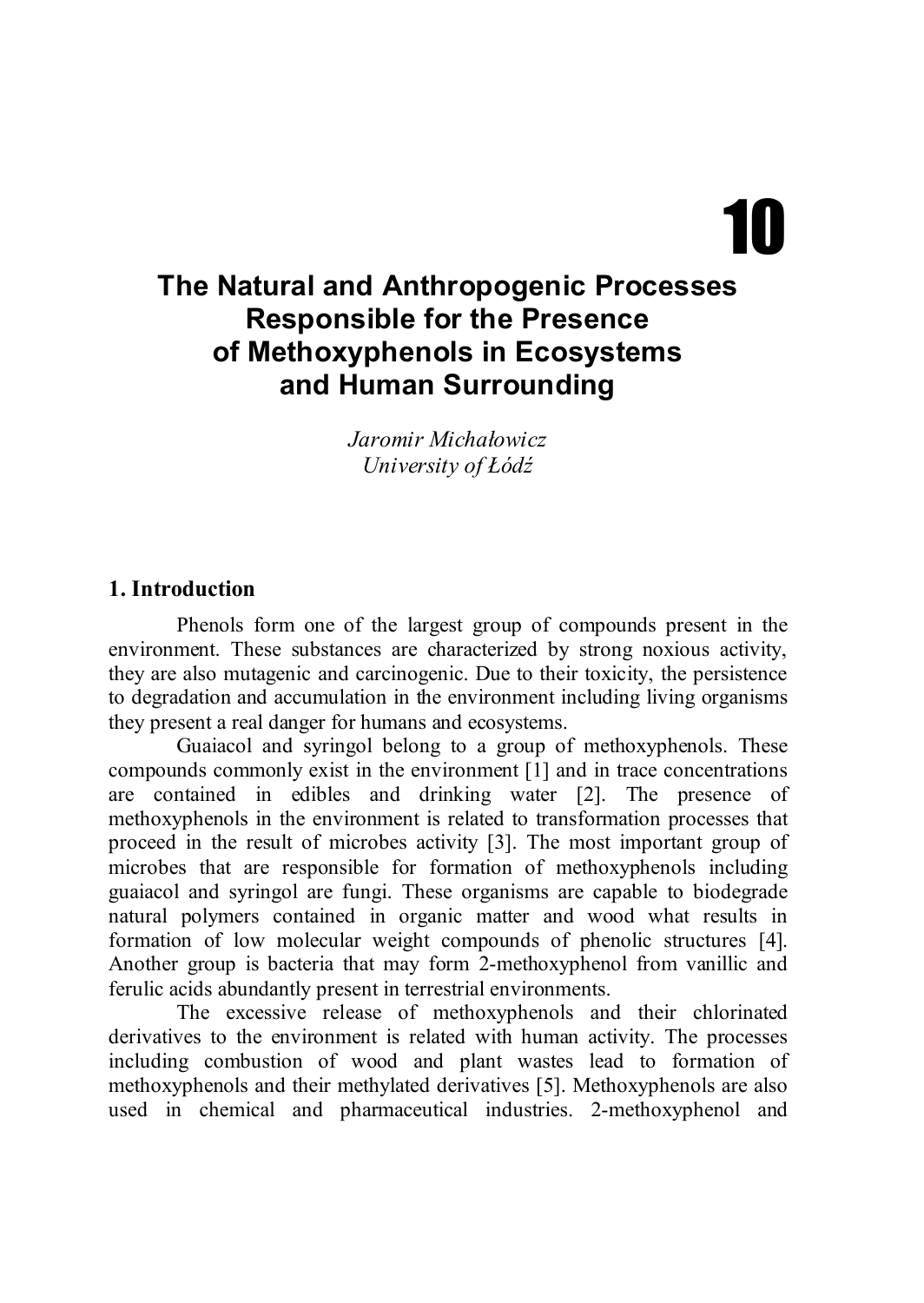# 10

# The Natural and Anthropogenic Processes Responsible for the Presence of Methoxyphenols in Ecosystems and Human Surrounding

*Jaromir Michałowicz*
*University of Łódź*

## 1. Introduction

Phenols form one of the largest group of compounds present in the environment. These substances are characterized by strong noxious activity, they are also mutagenic and carcinogenic. Due to their toxicity, the persistence to degradation and accumulation in the environment including living organisms they present a real danger for humans and ecosystems.

Guaiacol and syringol belong to a group of methoxyphenols. These compounds commonly exist in the environment [1] and in trace concentrations are contained in edibles and drinking water [2]. The presence of methoxyphenols in the environment is related to transformation processes that proceed in the result of microbes activity [3]. The most important group of microbes that are responsible for formation of methoxyphenols including guaiacol and syringol are fungi. These organisms are capable to biodegrade natural polymers contained in organic matter and wood what results in formation of low molecular weight compounds of phenolic structures [4]. Another group is bacteria that may form 2-methoxyphenol from vanillic and ferulic acids abundantly present in terrestrial environments.

The excessive release of methoxyphenols and their chlorinated derivatives to the environment is related with human activity. The processes including combustion of wood and plant wastes lead to formation of methoxyphenols and their methylated derivatives [5]. Methoxyphenols are also used in chemical and pharmaceutical industries. 2-methoxyphenol and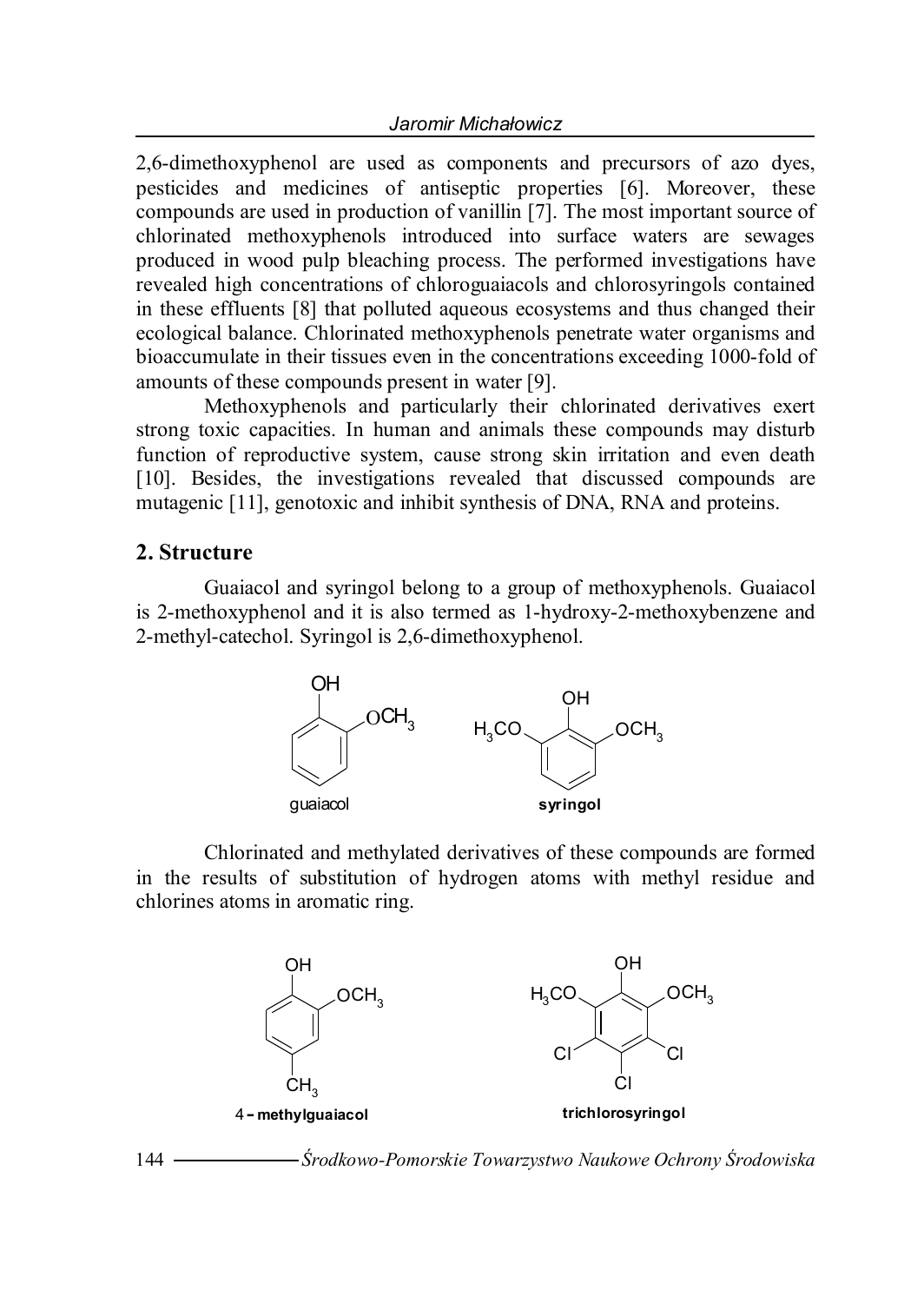2,6-dimethoxyphenol are used as components and precursors of azo dyes, pesticides and medicines of antiseptic properties [6]. Moreover, these compounds are used in production of vanillin [7]. The most important source of chlorinated methoxyphenols introduced into surface waters are sewages produced in wood pulp bleaching process. The performed investigations have revealed high concentrations of chloroguaiacols and chlorosyringols contained in these effluents [8] that polluted aqueous ecosystems and thus changed their ecological balance. Chlorinated methoxyphenols penetrate water organisms and bioaccumulate in their tissues even in the concentrations exceeding 1000-fold of amounts of these compounds present in water [9].

Methoxyphenols and particularly their chlorinated derivatives exert strong toxic capacities. In human and animals these compounds may disturb function of reproductive system, cause strong skin irritation and even death [10]. Besides, the investigations revealed that discussed compounds are mutagenic [11], genotoxic and inhibit synthesis of DNA, RNA and proteins.

## 2. Structure

Guaiacol and syringol belong to a group of methoxyphenols. Guaiacol is 2-methoxyphenol and it is also termed as 1-hydroxy-2-methoxybenzene and 2-methyl-catechol. Syringol is 2,6-dimethoxyphenol.

guaiacol **syringol**

Chlorinated and methylated derivatives of these compounds are formed in the results of substitution of hydrogen atoms with methyl residue and chlorines atoms in aromatic ring.

4 **– methylguaiacol** **trichlorosyringol**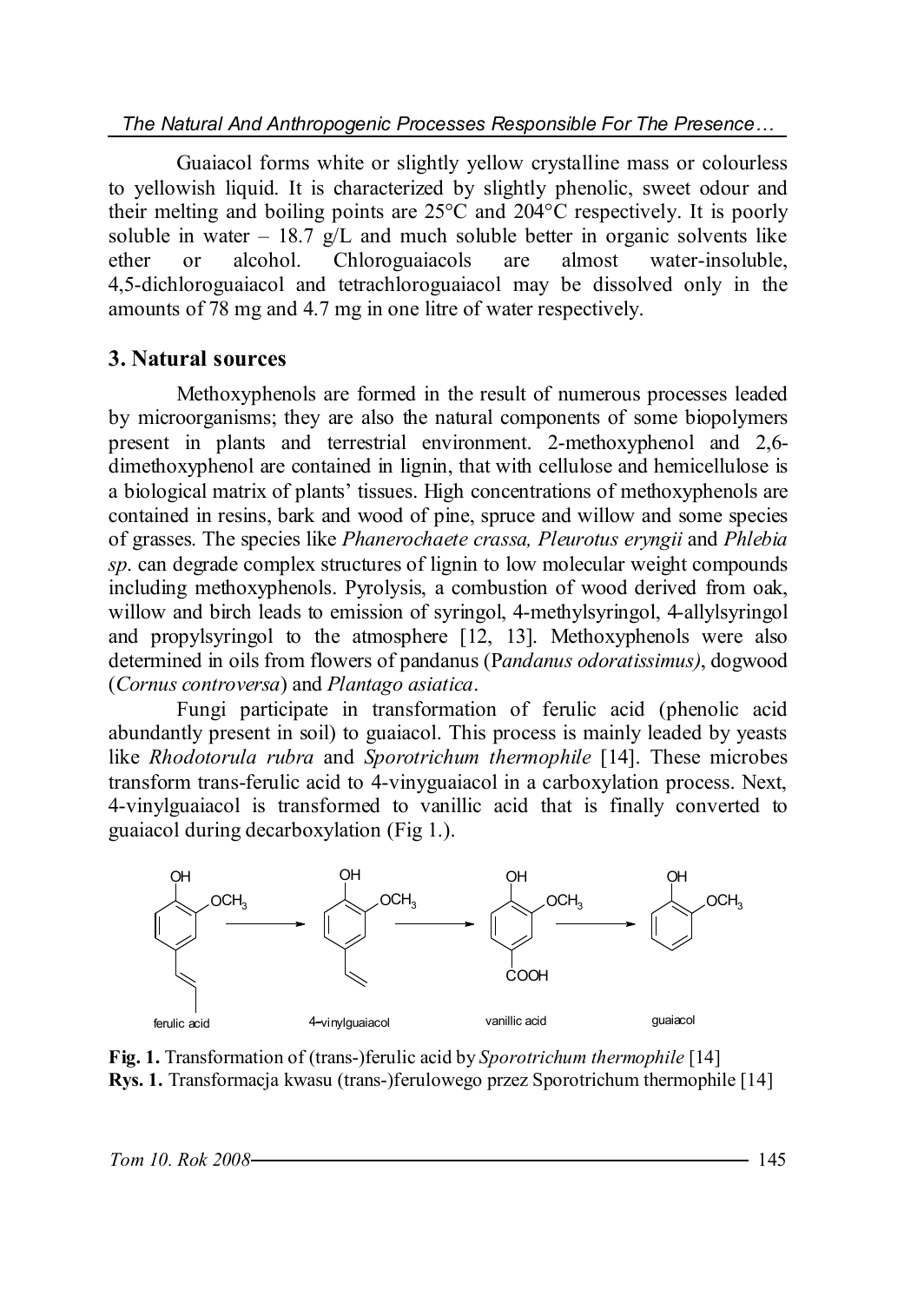Guaiacol forms white or slightly yellow crystalline mass or colourless to yellowish liquid. It is characterized by slightly phenolic, sweet odour and their melting and boiling points are 25°C and 204°C respectively. It is poorly soluble in water – 18.7 g/L and much soluble better in organic solvents like ether or alcohol. Chloroguaiacols are almost water-insoluble, 4,5-dichloroguaiacol and tetrachloroguaiacol may be dissolved only in the amounts of 78 mg and 4.7 mg in one litre of water respectively.

## 3. Natural sources

Methoxyphenols are formed in the result of numerous processes leaded by microorganisms; they are also the natural components of some biopolymers present in plants and terrestrial environment. 2-methoxyphenol and 2,6-dimethoxyphenol are contained in lignin, that with cellulose and hemicellulose is a biological matrix of plants' tissues. High concentrations of methoxyphenols are contained in resins, bark and wood of pine, spruce and willow and some species of grasses. The species like *Phanerochaete crassa, Pleurotus eryngii* and *Phlebia sp*. can degrade complex structures of lignin to low molecular weight compounds including methoxyphenols. Pyrolysis, a combustion of wood derived from oak, willow and birch leads to emission of syringol, 4-methylsyringol, 4-allylsyringol and propylsyringol to the atmosphere [12, 13]. Methoxyphenols were also determined in oils from flowers of pandanus (*Pandanus odoratissimus)*, dogwood (*Cornus controversa*) and *Plantago asiatica*.

Fungi participate in transformation of ferulic acid (phenolic acid abundantly present in soil) to guaiacol. This process is mainly leaded by yeasts like *Rhodotorula rubra* and *Sporotrichum thermophile* [14]. These microbes transform trans-ferulic acid to 4-vinyguaiacol in a carboxylation process. Next, 4-vinylguaiacol is transformed to vanillic acid that is finally converted to guaiacol during decarboxylation (Fig 1.).

**Fig. 1.** Transformation of (trans-)ferulic acid by *Sporotrichum thermophile* [14]
**Rys. 1.** Transformacja kwasu (trans-)ferulowego przez Sporotrichum thermophile [14]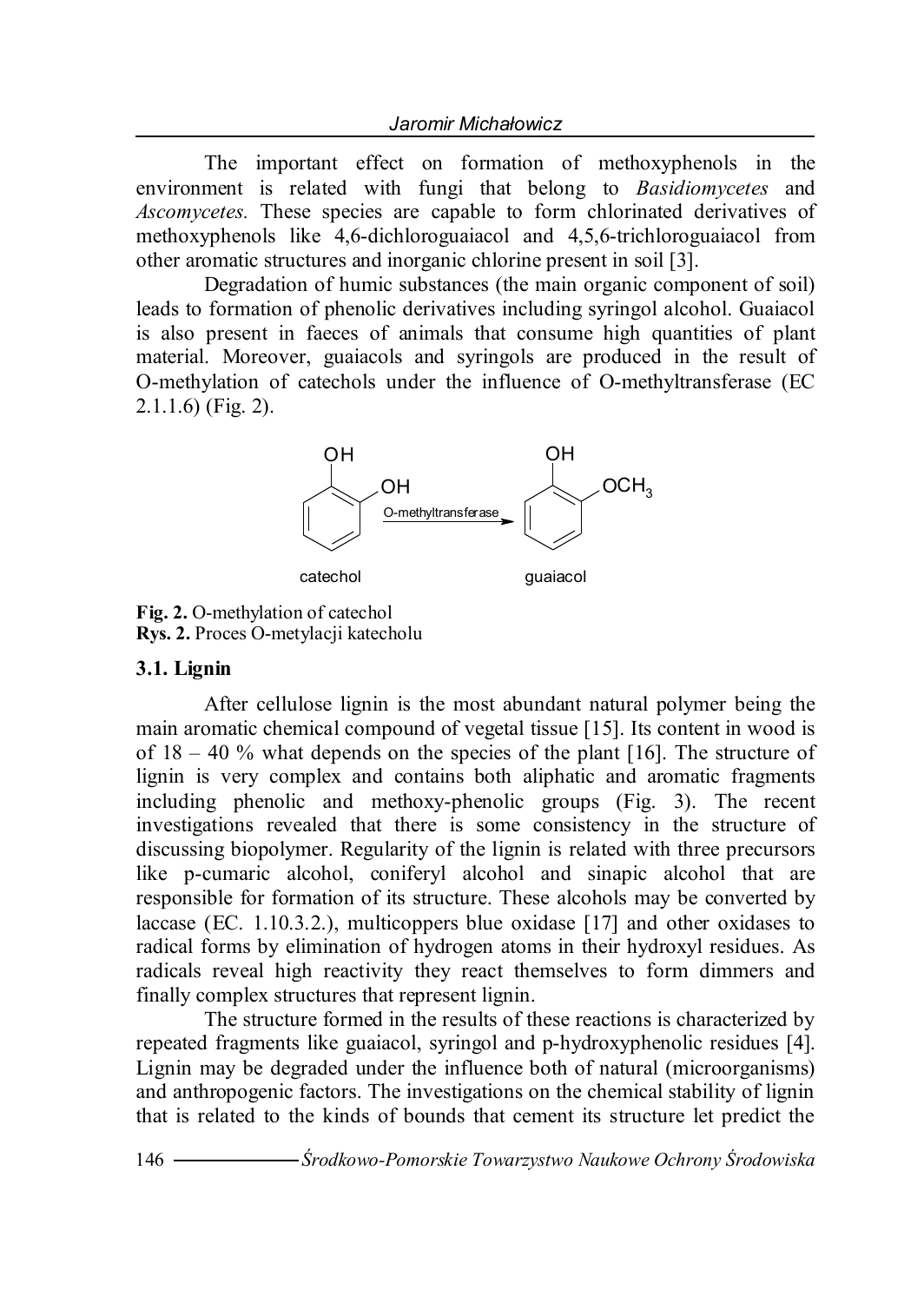The important effect on formation of methoxyphenols in the environment is related with fungi that belong to *Basidiomycetes* and *Ascomycetes.* These species are capable to form chlorinated derivatives of methoxyphenols like 4,6-dichloroguaiacol and 4,5,6-trichloroguaiacol from other aromatic structures and inorganic chlorine present in soil [3].

Degradation of humic substances (the main organic component of soil) leads to formation of phenolic derivatives including syringol alcohol. Guaiacol is also present in faeces of animals that consume high quantities of plant material. Moreover, guaiacols and syringols are produced in the result of O-methylation of catechols under the influence of O-methyltransferase (EC 2.1.1.6) (Fig. 2).

**Fig. 2.** O-methylation of catechol
**Rys. 2.** Proces O-metylacji katecholu

### 3.1. Lignin

After cellulose lignin is the most abundant natural polymer being the main aromatic chemical compound of vegetal tissue [15]. Its content in wood is of 18 – 40 % what depends on the species of the plant [16]. The structure of lignin is very complex and contains both aliphatic and aromatic fragments including phenolic and methoxy-phenolic groups (Fig. 3). The recent investigations revealed that there is some consistency in the structure of discussing biopolymer. Regularity of the lignin is related with three precursors like p-cumaric alcohol, coniferyl alcohol and sinapic alcohol that are responsible for formation of its structure. These alcohols may be converted by laccase (EC. 1.10.3.2.), multicoppers blue oxidase [17] and other oxidases to radical forms by elimination of hydrogen atoms in their hydroxyl residues. As radicals reveal high reactivity they react themselves to form dimmers and finally complex structures that represent lignin.

The structure formed in the results of these reactions is characterized by repeated fragments like guaiacol, syringol and p-hydroxyphenolic residues [4]. Lignin may be degraded under the influence both of natural (microorganisms) and anthropogenic factors. The investigations on the chemical stability of lignin that is related to the kinds of bounds that cement its structure let predict the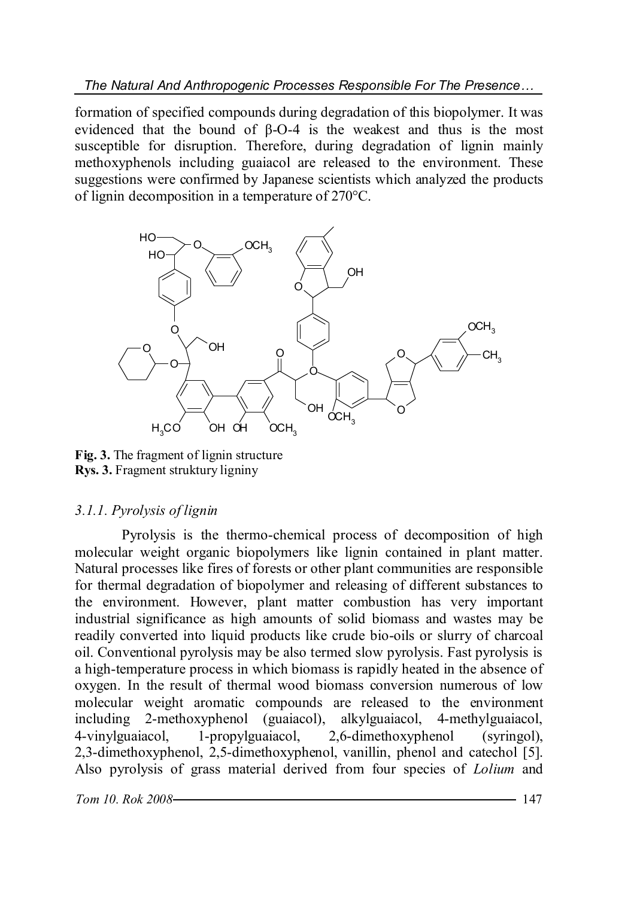formation of specified compounds during degradation of this biopolymer. It was evidenced that the bound of β-O-4 is the weakest and thus is the most susceptible for disruption. Therefore, during degradation of lignin mainly methoxyphenols including guaiacol are released to the environment. These suggestions were confirmed by Japanese scientists which analyzed the products of lignin decomposition in a temperature of 270°C.

**Fig. 3.** The fragment of lignin structure
**Rys. 3.** Fragment struktury ligniny

### *3.1.1. Pyrolysis of lignin*

Pyrolysis is the thermo-chemical process of decomposition of high molecular weight organic biopolymers like lignin contained in plant matter. Natural processes like fires of forests or other plant communities are responsible for thermal degradation of biopolymer and releasing of different substances to the environment. However, plant matter combustion has very important industrial significance as high amounts of solid biomass and wastes may be readily converted into liquid products like crude bio-oils or slurry of charcoal oil. Conventional pyrolysis may be also termed slow pyrolysis. Fast pyrolysis is a high-temperature process in which biomass is rapidly heated in the absence of oxygen. In the result of thermal wood biomass conversion numerous of low molecular weight aromatic compounds are released to the environment including 2-methoxyphenol (guaiacol), alkylguaiacol, 4-methylguaiacol, 4-vinylguaiacol, 1-propylguaiacol, 2,6-dimethoxyphenol (syringol), 2,3-dimethoxyphenol, 2,5-dimethoxyphenol, vanillin, phenol and catechol [5]. Also pyrolysis of grass material derived from four species of *Lolium* and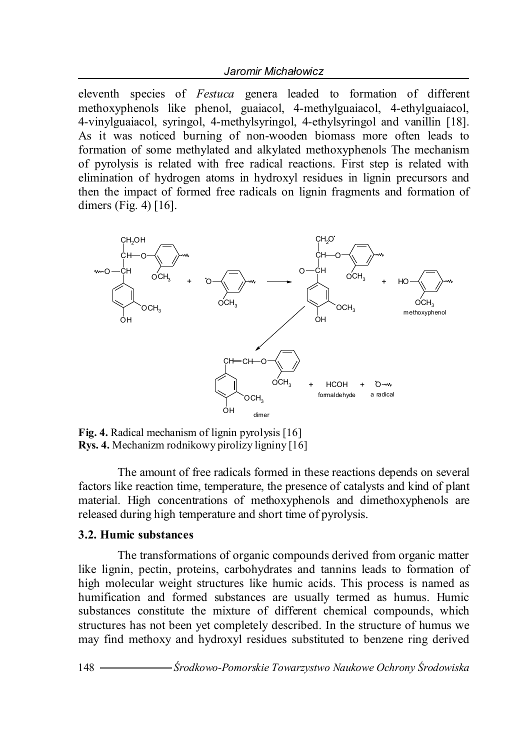eleventh species of *Festuca* genera leaded to formation of different methoxyphenols like phenol, guaiacol, 4-methylguaiacol, 4-ethylguaiacol, 4-vinylguaiacol, syringol, 4-methylsyringol, 4-ethylsyringol and vanillin [18]. As it was noticed burning of non-wooden biomass more often leads to formation of some methylated and alkylated methoxyphenols The mechanism of pyrolysis is related with free radical reactions. First step is related with elimination of hydrogen atoms in hydroxyl residues in lignin precursors and then the impact of formed free radicals on lignin fragments and formation of dimers (Fig. 4) [16].

**Fig. 4.** Radical mechanism of lignin pyrolysis [16]
**Rys. 4.** Mechanizm rodnikowy pirolizy ligniny [16]

The amount of free radicals formed in these reactions depends on several factors like reaction time, temperature, the presence of catalysts and kind of plant material. High concentrations of methoxyphenols and dimethoxyphenols are released during high temperature and short time of pyrolysis.

### 3.2. Humic substances

The transformations of organic compounds derived from organic matter like lignin, pectin, proteins, carbohydrates and tannins leads to formation of high molecular weight structures like humic acids. This process is named as humification and formed substances are usually termed as humus. Humic substances constitute the mixture of different chemical compounds, which structures has not been yet completely described. In the structure of humus we may find methoxy and hydroxyl residues substituted to benzene ring derived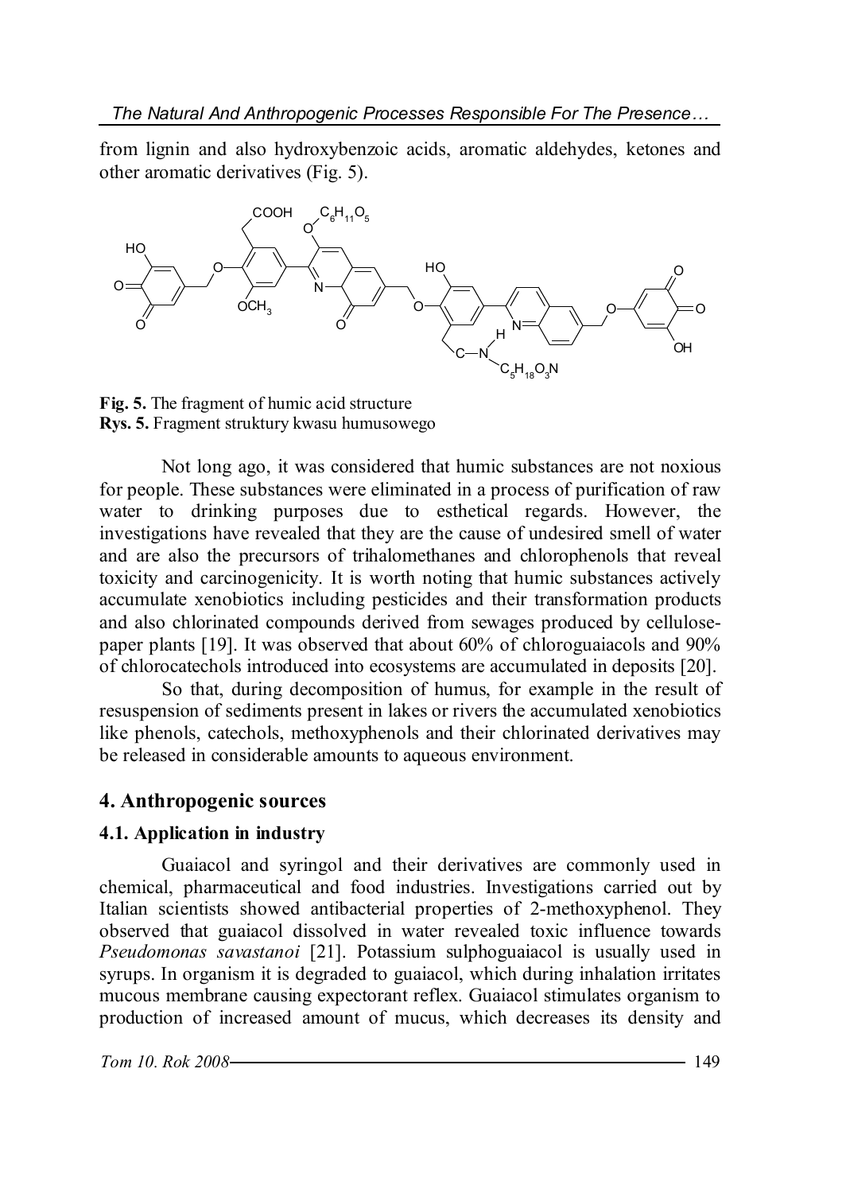from lignin and also hydroxybenzoic acids, aromatic aldehydes, ketones and other aromatic derivatives (Fig. 5).

**Fig. 5.** The fragment of humic acid structure
**Rys. 5.** Fragment struktury kwasu humusowego

Not long ago, it was considered that humic substances are not noxious for people. These substances were eliminated in a process of purification of raw water to drinking purposes due to esthetical regards. However, the investigations have revealed that they are the cause of undesired smell of water and are also the precursors of trihalomethanes and chlorophenols that reveal toxicity and carcinogenicity. It is worth noting that humic substances actively accumulate xenobiotics including pesticides and their transformation products and also chlorinated compounds derived from sewages produced by cellulose-paper plants [19]. It was observed that about 60% of chloroguaiacols and 90% of chlorocatechols introduced into ecosystems are accumulated in deposits [20].

So that, during decomposition of humus, for example in the result of resuspension of sediments present in lakes or rivers the accumulated xenobiotics like phenols, catechols, methoxyphenols and their chlorinated derivatives may be released in considerable amounts to aqueous environment.

## 4. Anthropogenic sources

### 4.1. Application in industry

Guaiacol and syringol and their derivatives are commonly used in chemical, pharmaceutical and food industries. Investigations carried out by Italian scientists showed antibacterial properties of 2-methoxyphenol. They observed that guaiacol dissolved in water revealed toxic influence towards *Pseudomonas savastanoi* [21]. Potassium sulphoguaiacol is usually used in syrups. In organism it is degraded to guaiacol, which during inhalation irritates mucous membrane causing expectorant reflex. Guaiacol stimulates organism to production of increased amount of mucus, which decreases its density and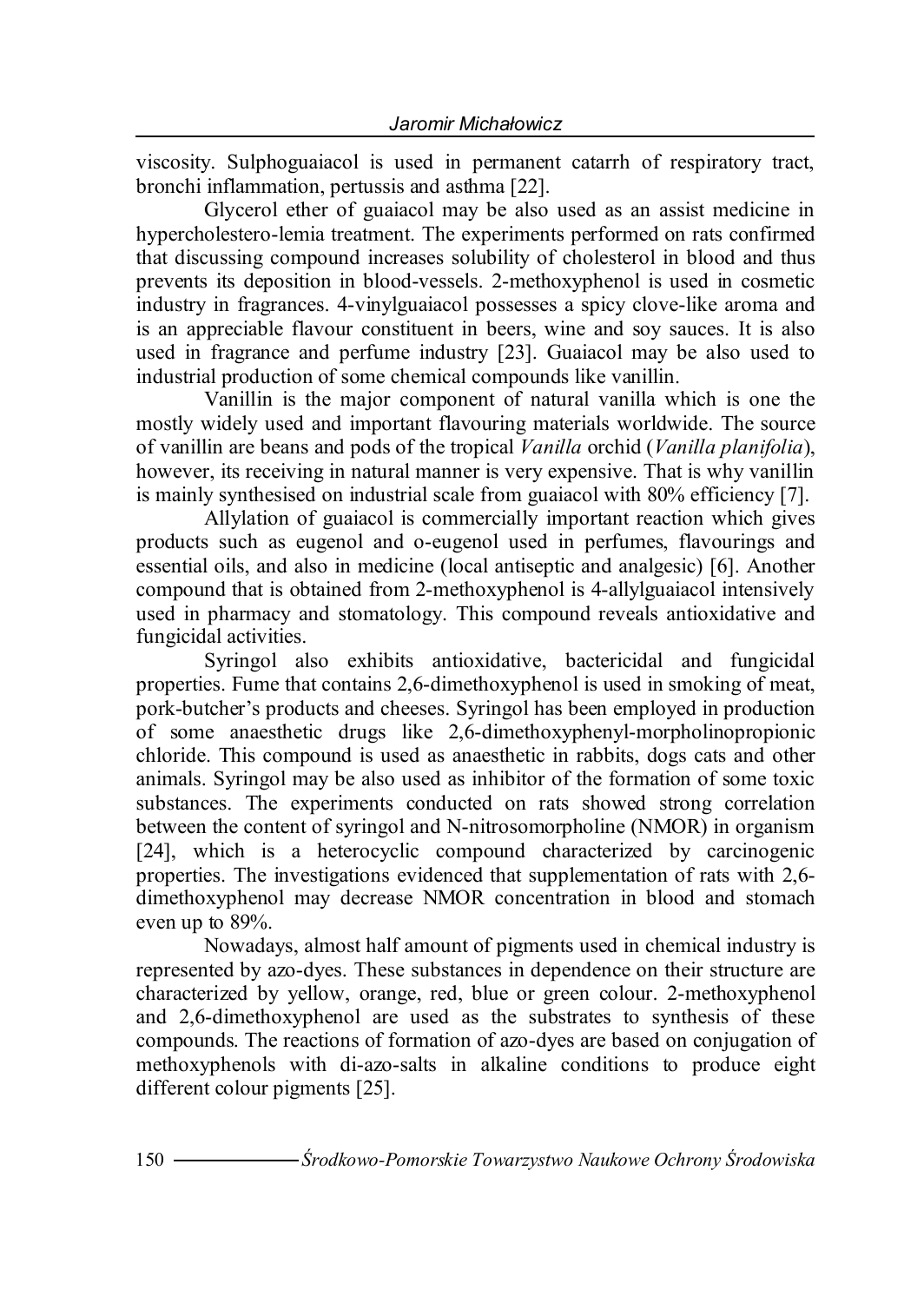viscosity. Sulphoguaiacol is used in permanent catarrh of respiratory tract, bronchi inflammation, pertussis and asthma [22].

Glycerol ether of guaiacol may be also used as an assist medicine in hypercholestero-lemia treatment. The experiments performed on rats confirmed that discussing compound increases solubility of cholesterol in blood and thus prevents its deposition in blood-vessels. 2-methoxyphenol is used in cosmetic industry in fragrances. 4-vinylguaiacol possesses a spicy clove-like aroma and is an appreciable flavour constituent in beers, wine and soy sauces. It is also used in fragrance and perfume industry [23]. Guaiacol may be also used to industrial production of some chemical compounds like vanillin.

Vanillin is the major component of natural vanilla which is one the mostly widely used and important flavouring materials worldwide. The source of vanillin are beans and pods of the tropical *Vanilla* orchid (*Vanilla planifolia*), however, its receiving in natural manner is very expensive. That is why vanillin is mainly synthesised on industrial scale from guaiacol with 80% efficiency [7].

Allylation of guaiacol is commercially important reaction which gives products such as eugenol and o-eugenol used in perfumes, flavourings and essential oils, and also in medicine (local antiseptic and analgesic) [6]. Another compound that is obtained from 2-methoxyphenol is 4-allylguaiacol intensively used in pharmacy and stomatology. This compound reveals antioxidative and fungicidal activities.

Syringol also exhibits antioxidative, bactericidal and fungicidal properties. Fume that contains 2,6-dimethoxyphenol is used in smoking of meat, pork-butcher's products and cheeses. Syringol has been employed in production of some anaesthetic drugs like 2,6-dimethoxyphenyl-morpholinopropionic chloride. This compound is used as anaesthetic in rabbits, dogs cats and other animals. Syringol may be also used as inhibitor of the formation of some toxic substances. The experiments conducted on rats showed strong correlation between the content of syringol and N-nitrosomorpholine (NMOR) in organism [24], which is a heterocyclic compound characterized by carcinogenic properties. The investigations evidenced that supplementation of rats with 2,6-dimethoxyphenol may decrease NMOR concentration in blood and stomach even up to 89%.

Nowadays, almost half amount of pigments used in chemical industry is represented by azo-dyes. These substances in dependence on their structure are characterized by yellow, orange, red, blue or green colour. 2-methoxyphenol and 2,6-dimethoxyphenol are used as the substrates to synthesis of these compounds. The reactions of formation of azo-dyes are based on conjugation of methoxyphenols with di-azo-salts in alkaline conditions to produce eight different colour pigments [25].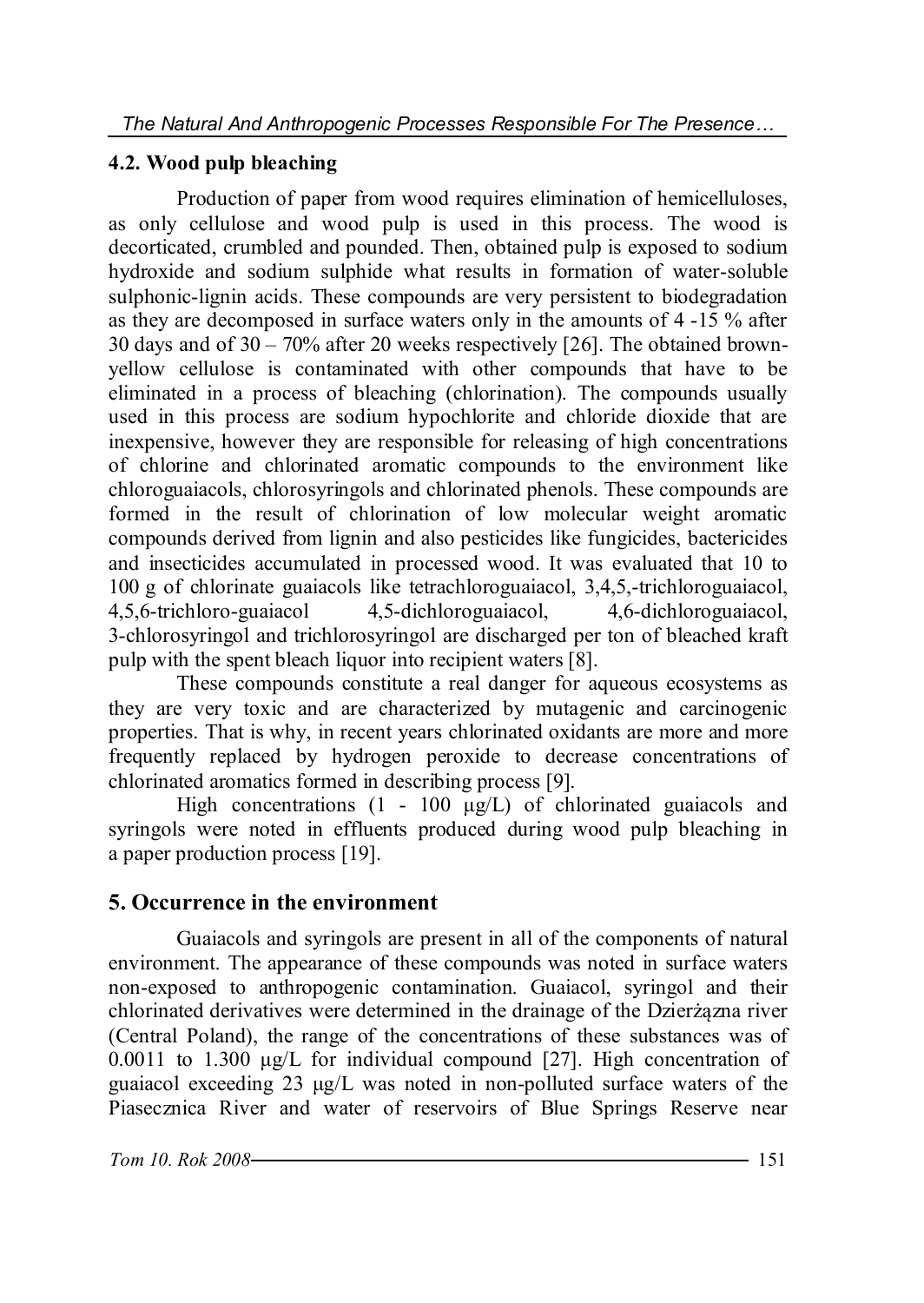## 4.2. Wood pulp bleaching

Production of paper from wood requires elimination of hemicelluloses, as only cellulose and wood pulp is used in this process. The wood is decorticated, crumbled and pounded. Then, obtained pulp is exposed to sodium hydroxide and sodium sulphide what results in formation of water-soluble sulphonic-lignin acids. These compounds are very persistent to biodegradation as they are decomposed in surface waters only in the amounts of 4 -15 % after 30 days and of 30 – 70% after 20 weeks respectively [26]. The obtained brown-yellow cellulose is contaminated with other compounds that have to be eliminated in a process of bleaching (chlorination). The compounds usually used in this process are sodium hypochlorite and chloride dioxide that are inexpensive, however they are responsible for releasing of high concentrations of chlorine and chlorinated aromatic compounds to the environment like chloroguaiacols, chlorosyringols and chlorinated phenols. These compounds are formed in the result of chlorination of low molecular weight aromatic compounds derived from lignin and also pesticides like fungicides, bactericides and insecticides accumulated in processed wood. It was evaluated that 10 to 100 g of chlorinate guaiacols like tetrachloroguaiacol, 3,4,5,-trichloroguaiacol, 4,5,6-trichloro-guaiacol 4,5-dichloroguaiacol, 4,6-dichloroguaiacol, 3-chlorosyringol and trichlorosyringol are discharged per ton of bleached kraft pulp with the spent bleach liquor into recipient waters [8].

These compounds constitute a real danger for aqueous ecosystems as they are very toxic and are characterized by mutagenic and carcinogenic properties. That is why, in recent years chlorinated oxidants are more and more frequently replaced by hydrogen peroxide to decrease concentrations of chlorinated aromatics formed in describing process [9].

High concentrations (1 - 100 μg/L) of chlorinated guaiacols and syringols were noted in effluents produced during wood pulp bleaching in a paper production process [19].

# 5. Occurrence in the environment

Guaiacols and syringols are present in all of the components of natural environment. The appearance of these compounds was noted in surface waters non-exposed to anthropogenic contamination. Guaiacol, syringol and their chlorinated derivatives were determined in the drainage of the Dzierżązna river (Central Poland), the range of the concentrations of these substances was of 0.0011 to 1.300 μg/L for individual compound [27]. High concentration of guaiacol exceeding 23 μg/L was noted in non-polluted surface waters of the Piasecznica River and water of reservoirs of Blue Springs Reserve near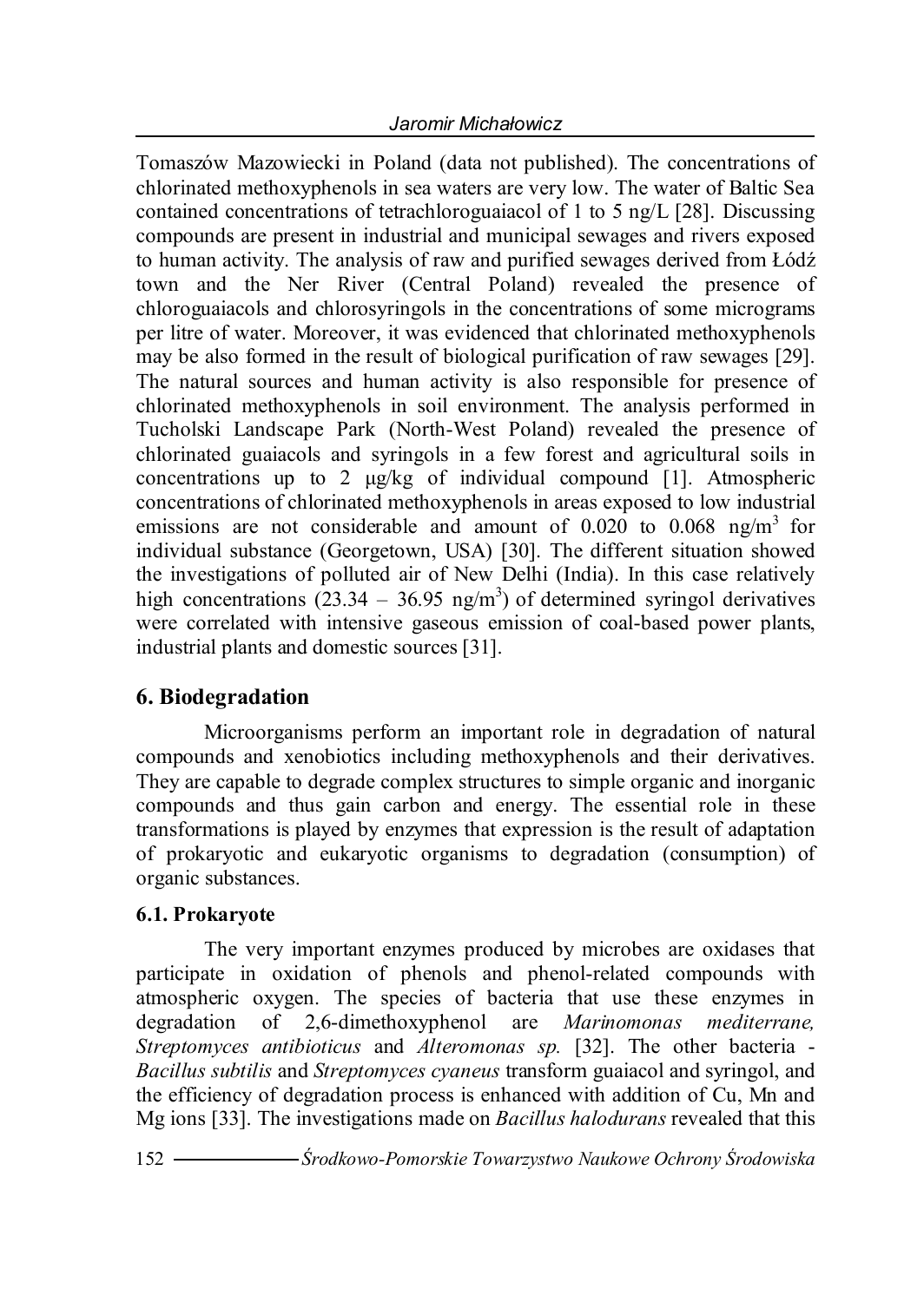Tomaszów Mazowiecki in Poland (data not published). The concentrations of chlorinated methoxyphenols in sea waters are very low. The water of Baltic Sea contained concentrations of tetrachloroguaiacol of 1 to 5 ng/L [28]. Discussing compounds are present in industrial and municipal sewages and rivers exposed to human activity. The analysis of raw and purified sewages derived from Łódź town and the Ner River (Central Poland) revealed the presence of chloroguaiacols and chlorosyringols in the concentrations of some micrograms per litre of water. Moreover, it was evidenced that chlorinated methoxyphenols may be also formed in the result of biological purification of raw sewages [29]. The natural sources and human activity is also responsible for presence of chlorinated methoxyphenols in soil environment. The analysis performed in Tucholski Landscape Park (North-West Poland) revealed the presence of chlorinated guaiacols and syringols in a few forest and agricultural soils in concentrations up to 2 μg/kg of individual compound [1]. Atmospheric concentrations of chlorinated methoxyphenols in areas exposed to low industrial emissions are not considerable and amount of 0.020 to 0.068 ng/m$^3$ for individual substance (Georgetown, USA) [30]. The different situation showed the investigations of polluted air of New Delhi (India). In this case relatively high concentrations (23.34 – 36.95 ng/m$^3$) of determined syringol derivatives were correlated with intensive gaseous emission of coal-based power plants, industrial plants and domestic sources [31].

## 6. Biodegradation

Microorganisms perform an important role in degradation of natural compounds and xenobiotics including methoxyphenols and their derivatives. They are capable to degrade complex structures to simple organic and inorganic compounds and thus gain carbon and energy. The essential role in these transformations is played by enzymes that expression is the result of adaptation of prokaryotic and eukaryotic organisms to degradation (consumption) of organic substances.

### 6.1. Prokaryote

The very important enzymes produced by microbes are oxidases that participate in oxidation of phenols and phenol-related compounds with atmospheric oxygen. The species of bacteria that use these enzymes in degradation of 2,6-dimethoxyphenol are *Marinomonas mediterrane, Streptomyces antibioticus* and *Alteromonas sp.* [32]. The other bacteria - *Bacillus subtilis* and *Streptomyces cyaneus* transform guaiacol and syringol, and the efficiency of degradation process is enhanced with addition of Cu, Mn and Mg ions [33]. The investigations made on *Bacillus halodurans* revealed that this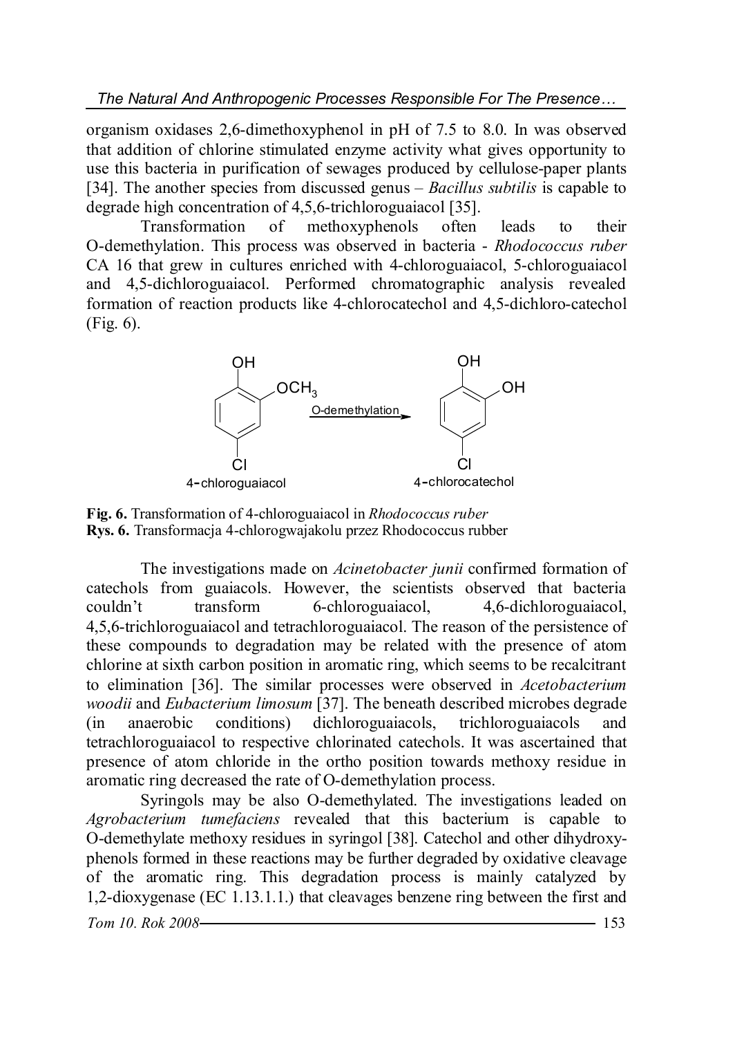organism oxidases 2,6-dimethoxyphenol in pH of 7.5 to 8.0. In was observed that addition of chlorine stimulated enzyme activity what gives opportunity to use this bacteria in purification of sewages produced by cellulose-paper plants [34]. The another species from discussed genus – *Bacillus subtilis* is capable to degrade high concentration of 4,5,6-trichloroguaiacol [35].

Transformation of methoxyphenols often leads to their O-demethylation. This process was observed in bacteria - *Rhodococcus ruber* CA 16 that grew in cultures enriched with 4-chloroguaiacol, 5-chloroguaiacol and 4,5-dichloroguaiacol. Performed chromatographic analysis revealed formation of reaction products like 4-chlorocatechol and 4,5-dichloro-catechol (Fig. 6).

**Fig. 6.** Transformation of 4-chloroguaiacol in *Rhodococcus ruber*
**Rys. 6.** Transformacja 4-chlorogwajakolu przez Rhodococcus rubber

The investigations made on *Acinetobacter junii* confirmed formation of catechols from guaiacols. However, the scientists observed that bacteria couldn't transform 6-chloroguaiacol, 4,6-dichloroguaiacol, 4,5,6-trichloroguaiacol and tetrachloroguaiacol. The reason of the persistence of these compounds to degradation may be related with the presence of atom chlorine at sixth carbon position in aromatic ring, which seems to be recalcitrant to elimination [36]. The similar processes were observed in *Acetobacterium woodii* and *Eubacterium limosum* [37]. The beneath described microbes degrade (in anaerobic conditions) dichloroguaiacols, trichloroguaiacols and tetrachloroguaiacol to respective chlorinated catechols. It was ascertained that presence of atom chloride in the ortho position towards methoxy residue in aromatic ring decreased the rate of O-demethylation process.

Syringols may be also O-demethylated. The investigations leaded on *Agrobacterium tumefaciens* revealed that this bacterium is capable to O-demethylate methoxy residues in syringol [38]. Catechol and other dihydroxy-phenols formed in these reactions may be further degraded by oxidative cleavage of the aromatic ring. This degradation process is mainly catalyzed by 1,2-dioxygenase (EC 1.13.1.1.) that cleavages benzene ring between the first and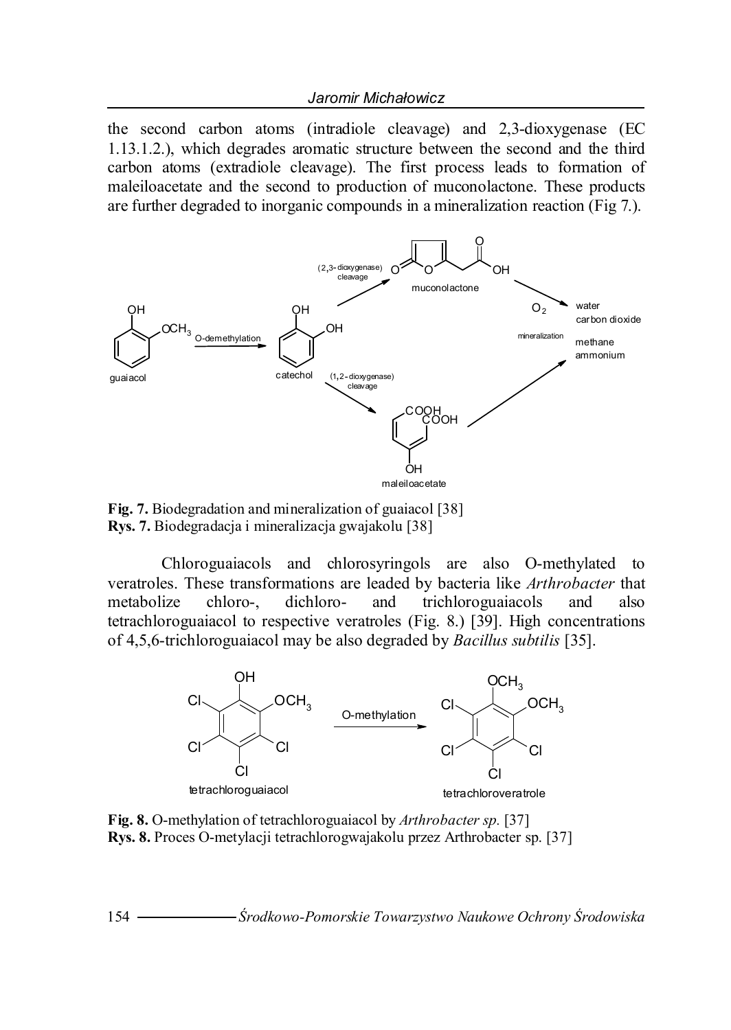the second carbon atoms (intradiole cleavage) and 2,3-dioxygenase (EC 1.13.1.2.), which degrades aromatic structure between the second and the third carbon atoms (extradiole cleavage). The first process leads to formation of maleiloacetate and the second to production of muconolactone. These products are further degraded to inorganic compounds in a mineralization reaction (Fig 7.).

**Fig. 7.** Biodegradation and mineralization of guaiacol [38]
**Rys. 7.** Biodegradacja i mineralizacja gwajakolu [38]

Chloroguaiacols and chlorosyringols are also O-methylated to veratroles. These transformations are leaded by bacteria like *Arthrobacter* that metabolize chloro-, dichloro- and trichloroguaiacols and also tetrachloroguaiacol to respective veratroles (Fig. 8.) [39]. High concentrations of 4,5,6-trichloroguaiacol may be also degraded by *Bacillus subtilis* [35].

**Fig. 8.** O-methylation of tetrachloroguaiacol by *Arthrobacter sp.* [37]
**Rys. 8.** Proces O-metylacji tetrachlorogwajakolu przez Arthrobacter sp. [37]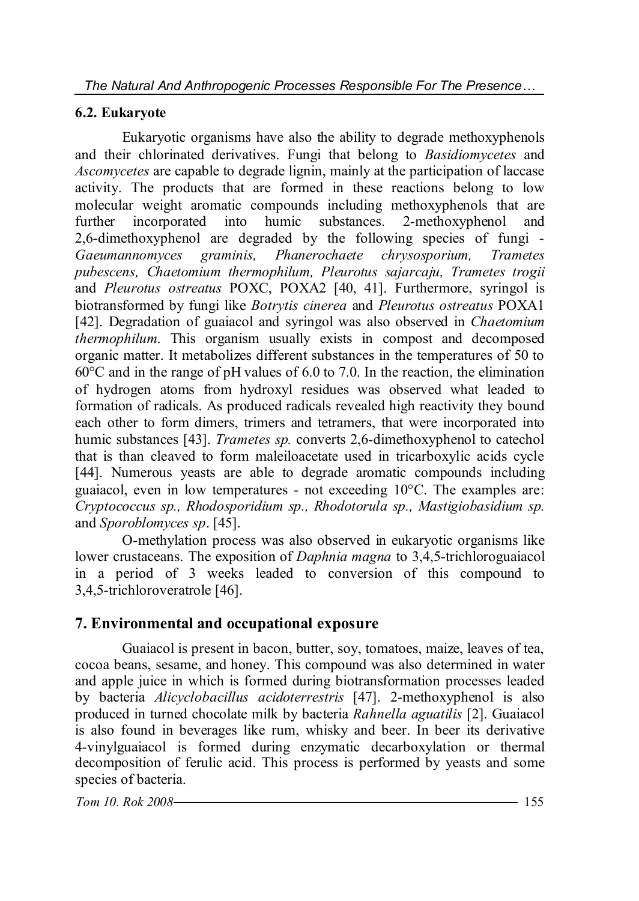## 6.2. Eukaryote

Eukaryotic organisms have also the ability to degrade methoxyphenols and their chlorinated derivatives. Fungi that belong to *Basidiomycetes* and *Ascomycetes* are capable to degrade lignin, mainly at the participation of laccase activity. The products that are formed in these reactions belong to low molecular weight aromatic compounds including methoxyphenols that are further incorporated into humic substances. 2-methoxyphenol and 2,6-dimethoxyphenol are degraded by the following species of fungi - *Gaeumannomyces graminis, Phanerochaete chrysosporium, Trametes pubescens, Chaetomium thermophilum, Pleurotus sajarcaju, Trametes trogii* and *Pleurotus ostreatus* POXC, POXA2 [40, 41]. Furthermore, syringol is biotransformed by fungi like *Botrytis cinerea* and *Pleurotus ostreatus* POXA1 [42]. Degradation of guaiacol and syringol was also observed in *Chaetomium thermophilum*. This organism usually exists in compost and decomposed organic matter. It metabolizes different substances in the temperatures of 50 to 60°C and in the range of pH values of 6.0 to 7.0. In the reaction, the elimination of hydrogen atoms from hydroxyl residues was observed what leaded to formation of radicals. As produced radicals revealed high reactivity they bound each other to form dimers, trimers and tetramers, that were incorporated into humic substances [43]. *Trametes sp.* converts 2,6-dimethoxyphenol to catechol that is than cleaved to form maleiloacetate used in tricarboxylic acids cycle [44]. Numerous yeasts are able to degrade aromatic compounds including guaiacol, even in low temperatures - not exceeding 10°C. The examples are: *Cryptococcus sp., Rhodosporidium sp., Rhodotorula sp., Mastigiobasidium sp.* and *Sporoblomyces sp*. [45].

O-methylation process was also observed in eukaryotic organisms like lower crustaceans. The exposition of *Daphnia magna* to 3,4,5-trichloroguaiacol in a period of 3 weeks leaded to conversion of this compound to 3,4,5-trichloroveratrole [46].

# 7. Environmental and occupational exposure

Guaiacol is present in bacon, butter, soy, tomatoes, maize, leaves of tea, cocoa beans, sesame, and honey. This compound was also determined in water and apple juice in which is formed during biotransformation processes leaded by bacteria *Alicyclobacillus acidoterrestris* [47]. 2-methoxyphenol is also produced in turned chocolate milk by bacteria *Rahnella aguatilis* [2]. Guaiacol is also found in beverages like rum, whisky and beer. In beer its derivative 4-vinylguaiacol is formed during enzymatic decarboxylation or thermal decomposition of ferulic acid. This process is performed by yeasts and some species of bacteria.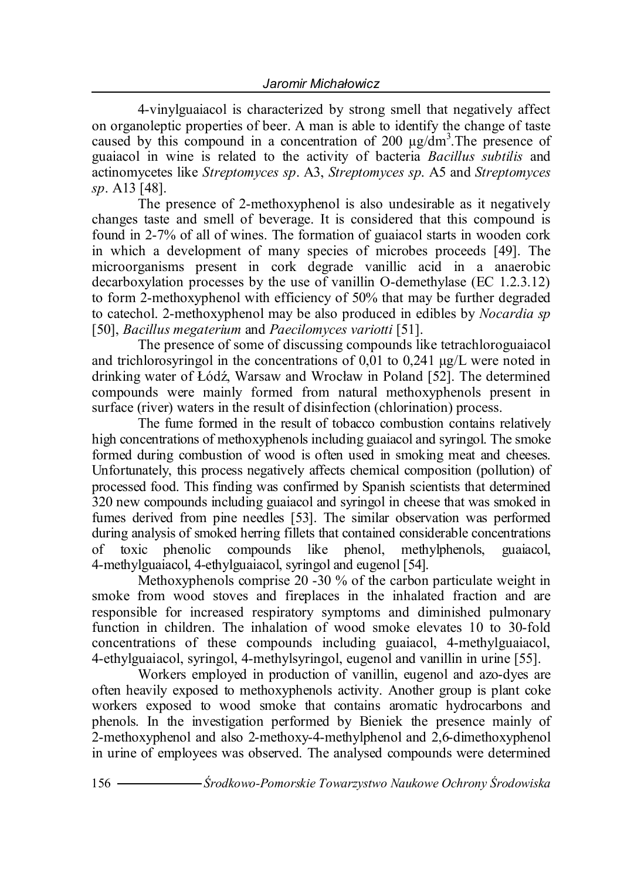4-vinylguaiacol is characterized by strong smell that negatively affect on organoleptic properties of beer. A man is able to identify the change of taste caused by this compound in a concentration of 200 μg/dm$^3$.The presence of guaiacol in wine is related to the activity of bacteria *Bacillus subtilis* and actinomycetes like *Streptomyces sp*. A3, *Streptomyces sp*. A5 and *Streptomyces sp*. A13 [48].

The presence of 2-methoxyphenol is also undesirable as it negatively changes taste and smell of beverage. It is considered that this compound is found in 2-7% of all of wines. The formation of guaiacol starts in wooden cork in which a development of many species of microbes proceeds [49]. The microorganisms present in cork degrade vanillic acid in a anaerobic decarboxylation processes by the use of vanillin O-demethylase (EC 1.2.3.12) to form 2-methoxyphenol with efficiency of 50% that may be further degraded to catechol. 2-methoxyphenol may be also produced in edibles by *Nocardia sp* [50], *Bacillus megaterium* and *Paecilomyces variotti* [51].

The presence of some of discussing compounds like tetrachloroguaiacol and trichlorosyringol in the concentrations of 0,01 to 0,241 μg/L were noted in drinking water of Łódź, Warsaw and Wrocław in Poland [52]. The determined compounds were mainly formed from natural methoxyphenols present in surface (river) waters in the result of disinfection (chlorination) process.

The fume formed in the result of tobacco combustion contains relatively high concentrations of methoxyphenols including guaiacol and syringol. The smoke formed during combustion of wood is often used in smoking meat and cheeses. Unfortunately, this process negatively affects chemical composition (pollution) of processed food. This finding was confirmed by Spanish scientists that determined 320 new compounds including guaiacol and syringol in cheese that was smoked in fumes derived from pine needles [53]. The similar observation was performed during analysis of smoked herring fillets that contained considerable concentrations of toxic phenolic compounds like phenol, methylphenols, guaiacol, 4-methylguaiacol, 4-ethylguaiacol, syringol and eugenol [54].

Methoxyphenols comprise 20 -30 % of the carbon particulate weight in smoke from wood stoves and fireplaces in the inhalated fraction and are responsible for increased respiratory symptoms and diminished pulmonary function in children. The inhalation of wood smoke elevates 10 to 30-fold concentrations of these compounds including guaiacol, 4-methylguaiacol, 4-ethylguaiacol, syringol, 4-methylsyringol, eugenol and vanillin in urine [55].

Workers employed in production of vanillin, eugenol and azo-dyes are often heavily exposed to methoxyphenols activity. Another group is plant coke workers exposed to wood smoke that contains aromatic hydrocarbons and phenols. In the investigation performed by Bieniek the presence mainly of 2-methoxyphenol and also 2-methoxy-4-methylphenol and 2,6-dimethoxyphenol in urine of employees was observed. The analysed compounds were determined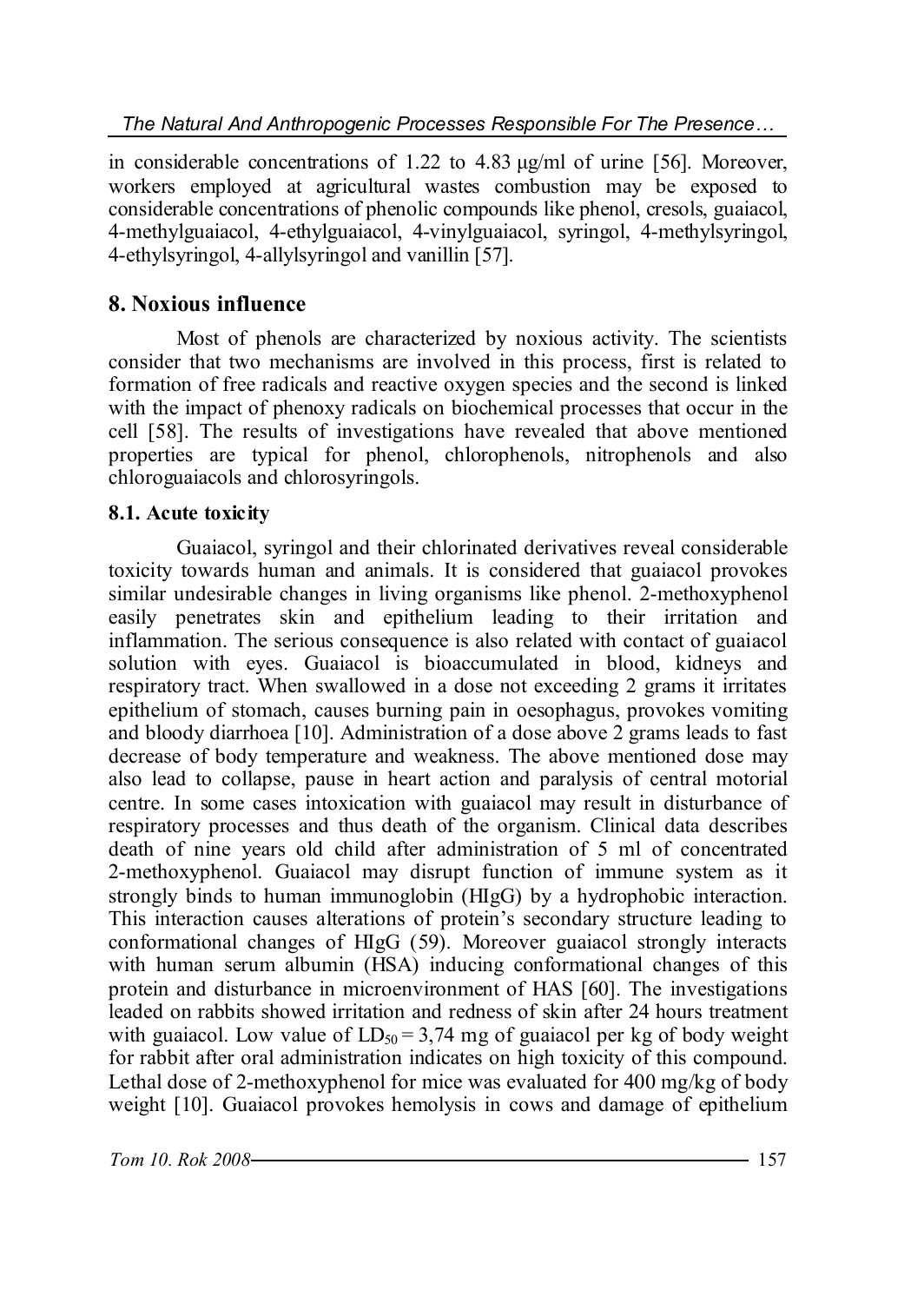in considerable concentrations of 1.22 to 4.83 μg/ml of urine [56]. Moreover, workers employed at agricultural wastes combustion may be exposed to considerable concentrations of phenolic compounds like phenol, cresols, guaiacol, 4-methylguaiacol, 4-ethylguaiacol, 4-vinylguaiacol, syringol, 4-methylsyringol, 4-ethylsyringol, 4-allylsyringol and vanillin [57].

## 8. Noxious influence

Most of phenols are characterized by noxious activity. The scientists consider that two mechanisms are involved in this process, first is related to formation of free radicals and reactive oxygen species and the second is linked with the impact of phenoxy radicals on biochemical processes that occur in the cell [58]. The results of investigations have revealed that above mentioned properties are typical for phenol, chlorophenols, nitrophenols and also chloroguaiacols and chlorosyringols.

### 8.1. Acute toxicity

Guaiacol, syringol and their chlorinated derivatives reveal considerable toxicity towards human and animals. It is considered that guaiacol provokes similar undesirable changes in living organisms like phenol. 2-methoxyphenol easily penetrates skin and epithelium leading to their irritation and inflammation. The serious consequence is also related with contact of guaiacol solution with eyes. Guaiacol is bioaccumulated in blood, kidneys and respiratory tract. When swallowed in a dose not exceeding 2 grams it irritates epithelium of stomach, causes burning pain in oesophagus, provokes vomiting and bloody diarrhoea [10]. Administration of a dose above 2 grams leads to fast decrease of body temperature and weakness. The above mentioned dose may also lead to collapse, pause in heart action and paralysis of central motorial centre. In some cases intoxication with guaiacol may result in disturbance of respiratory processes and thus death of the organism. Clinical data describes death of nine years old child after administration of 5 ml of concentrated 2-methoxyphenol. Guaiacol may disrupt function of immune system as it strongly binds to human immunoglobin (HIgG) by a hydrophobic interaction. This interaction causes alterations of protein's secondary structure leading to conformational changes of HIgG (59). Moreover guaiacol strongly interacts with human serum albumin (HSA) inducing conformational changes of this protein and disturbance in microenvironment of HAS [60]. The investigations leaded on rabbits showed irritation and redness of skin after 24 hours treatment with guaiacol. Low value of $LD_{50}$ = 3,74 mg of guaiacol per kg of body weight for rabbit after oral administration indicates on high toxicity of this compound. Lethal dose of 2-methoxyphenol for mice was evaluated for 400 mg/kg of body weight [10]. Guaiacol provokes hemolysis in cows and damage of epithelium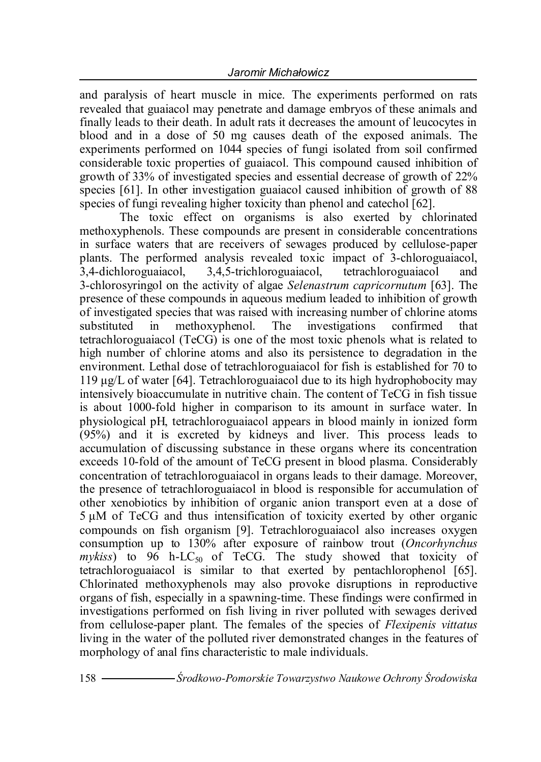and paralysis of heart muscle in mice. The experiments performed on rats revealed that guaiacol may penetrate and damage embryos of these animals and finally leads to their death. In adult rats it decreases the amount of leucocytes in blood and in a dose of 50 mg causes death of the exposed animals. The experiments performed on 1044 species of fungi isolated from soil confirmed considerable toxic properties of guaiacol. This compound caused inhibition of growth of 33% of investigated species and essential decrease of growth of 22% species [61]. In other investigation guaiacol caused inhibition of growth of 88 species of fungi revealing higher toxicity than phenol and catechol [62].

The toxic effect on organisms is also exerted by chlorinated methoxyphenols. These compounds are present in considerable concentrations in surface waters that are receivers of sewages produced by cellulose-paper plants. The performed analysis revealed toxic impact of 3-chloroguaiacol, 3,4-dichloroguaiacol, 3,4,5-trichloroguaiacol, tetrachloroguaiacol and 3-chlorosyringol on the activity of algae *Selenastrum capricornutum* [63]. The presence of these compounds in aqueous medium leaded to inhibition of growth of investigated species that was raised with increasing number of chlorine atoms substituted in methoxyphenol. The investigations confirmed that tetrachloroguaiacol (TeCG) is one of the most toxic phenols what is related to high number of chlorine atoms and also its persistence to degradation in the environment. Lethal dose of tetrachloroguaiacol for fish is established for 70 to 119 μg/L of water [64]. Tetrachloroguaiacol due to its high hydrophobocity may intensively bioaccumulate in nutritive chain. The content of TeCG in fish tissue is about 1000-fold higher in comparison to its amount in surface water. In physiological pH, tetrachloroguaiacol appears in blood mainly in ionized form (95%) and it is excreted by kidneys and liver. This process leads to accumulation of discussing substance in these organs where its concentration exceeds 10-fold of the amount of TeCG present in blood plasma. Considerably concentration of tetrachloroguaiacol in organs leads to their damage. Moreover, the presence of tetrachloroguaiacol in blood is responsible for accumulation of other xenobiotics by inhibition of organic anion transport even at a dose of 5 μM of TeCG and thus intensification of toxicity exerted by other organic compounds on fish organism [9]. Tetrachloroguaiacol also increases oxygen consumption up to 130% after exposure of rainbow trout (*Oncorhynchus mykiss*) to 96 h-$LC_{50}$ of TeCG. The study showed that toxicity of tetrachloroguaiacol is similar to that exerted by pentachlorophenol [65]. Chlorinated methoxyphenols may also provoke disruptions in reproductive organs of fish, especially in a spawning-time. These findings were confirmed in investigations performed on fish living in river polluted with sewages derived from cellulose-paper plant. The females of the species of *Flexipenis vittatus* living in the water of the polluted river demonstrated changes in the features of morphology of anal fins characteristic to male individuals.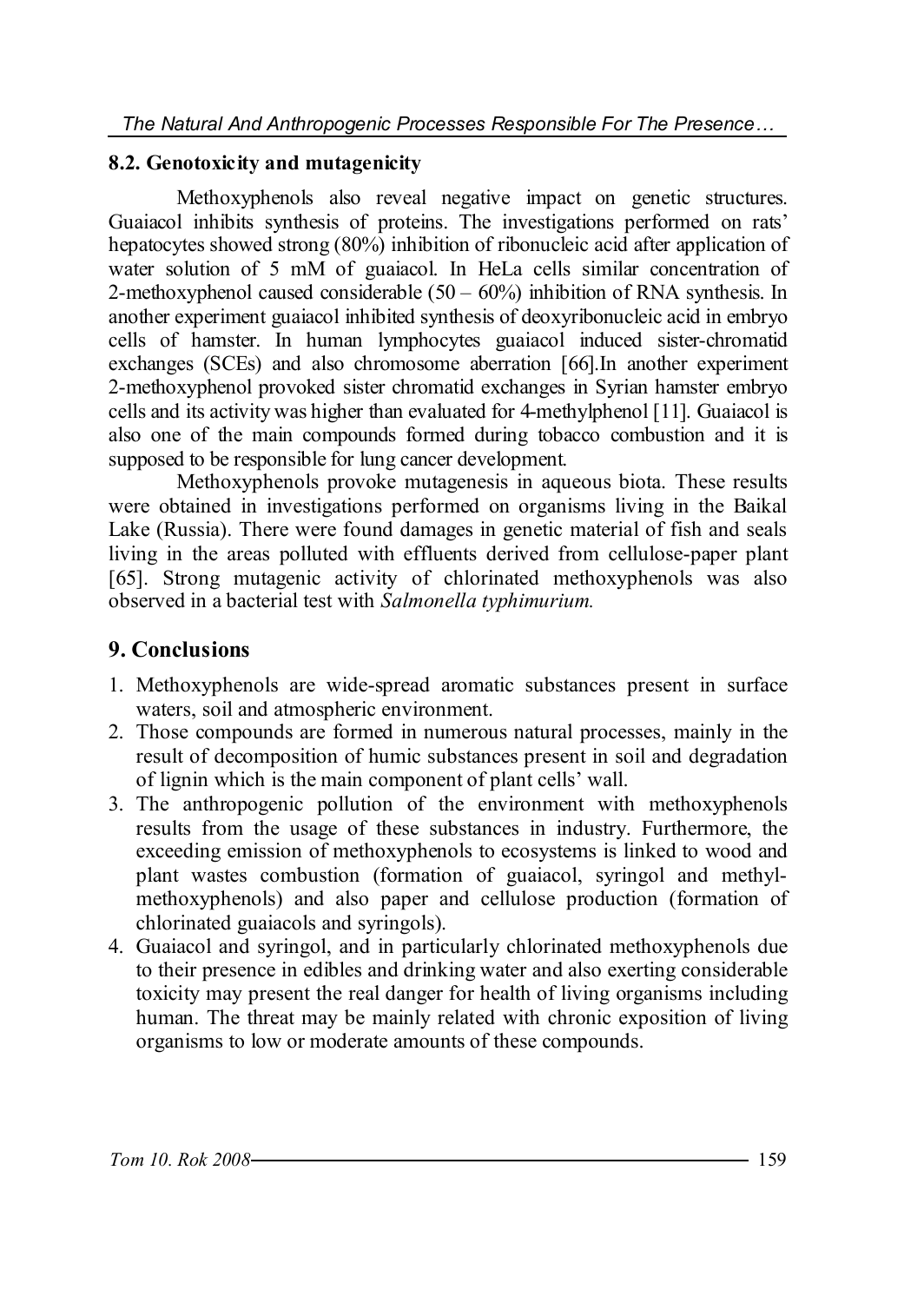### 8.2. Genotoxicity and mutagenicity

Methoxyphenols also reveal negative impact on genetic structures. Guaiacol inhibits synthesis of proteins. The investigations performed on rats' hepatocytes showed strong (80%) inhibition of ribonucleic acid after application of water solution of 5 mM of guaiacol. In HeLa cells similar concentration of 2-methoxyphenol caused considerable (50 – 60%) inhibition of RNA synthesis. In another experiment guaiacol inhibited synthesis of deoxyribonucleic acid in embryo cells of hamster. In human lymphocytes guaiacol induced sister-chromatid exchanges (SCEs) and also chromosome aberration [66].In another experiment 2-methoxyphenol provoked sister chromatid exchanges in Syrian hamster embryo cells and its activity was higher than evaluated for 4-methylphenol [11]. Guaiacol is also one of the main compounds formed during tobacco combustion and it is supposed to be responsible for lung cancer development.

Methoxyphenols provoke mutagenesis in aqueous biota. These results were obtained in investigations performed on organisms living in the Baikal Lake (Russia). There were found damages in genetic material of fish and seals living in the areas polluted with effluents derived from cellulose-paper plant [65]. Strong mutagenic activity of chlorinated methoxyphenols was also observed in a bacterial test with *Salmonella typhimurium.*

## 9. Conclusions

1. Methoxyphenols are wide-spread aromatic substances present in surface waters, soil and atmospheric environment.
2. Those compounds are formed in numerous natural processes, mainly in the result of decomposition of humic substances present in soil and degradation of lignin which is the main component of plant cells' wall.
3. The anthropogenic pollution of the environment with methoxyphenols results from the usage of these substances in industry. Furthermore, the exceeding emission of methoxyphenols to ecosystems is linked to wood and plant wastes combustion (formation of guaiacol, syringol and methyl-methoxyphenols) and also paper and cellulose production (formation of chlorinated guaiacols and syringols).
4. Guaiacol and syringol, and in particularly chlorinated methoxyphenols due to their presence in edibles and drinking water and also exerting considerable toxicity may present the real danger for health of living organisms including human. The threat may be mainly related with chronic exposition of living organisms to low or moderate amounts of these compounds.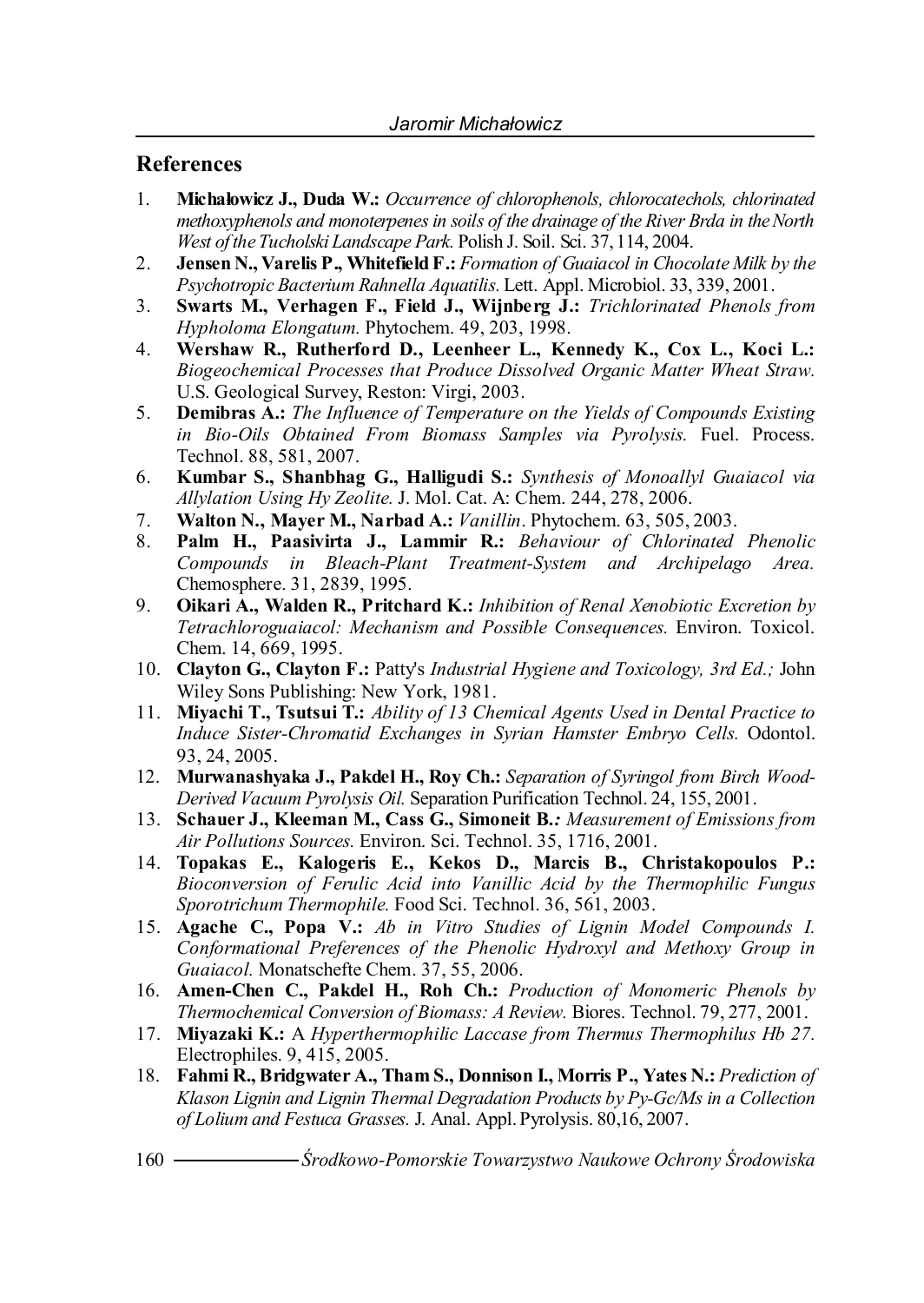## References

1. **Michałowicz J., Duda W.:** *Occurrence of chlorophenols, chlorocatechols, chlorinated methoxyphenols and monoterpenes in soils of the drainage of the River Brda in the North West of the Tucholski Landscape Park.* Polish J. Soil. Sci. 37, 114, 2004.
2. **Jensen N., Varelis P., Whitefield F.:** *Formation of Guaiacol in Chocolate Milk by the Psychotropic Bacterium Rahnella Aquatilis.* Lett. Appl. Microbiol. 33, 339, 2001.
3. **Swarts M., Verhagen F., Field J., Wijnberg J.:** *Trichlorinated Phenols from Hypholoma Elongatum.* Phytochem. 49, 203, 1998.
4. **Wershaw R., Rutherford D., Leenheer L., Kennedy K., Cox L., Koci L.:** *Biogeochemical Processes that Produce Dissolved Organic Matter Wheat Straw.* U.S. Geological Survey, Reston: Virgi, 2003.
5. **Demibras A.:** *The Influence of Temperature on the Yields of Compounds Existing in Bio-Oils Obtained From Biomass Samples via Pyrolysis.* Fuel. Process. Technol. 88, 581, 2007.
6. **Kumbar S., Shanbhag G., Halligudi S.:** *Synthesis of Monoallyl Guaiacol via Allylation Using Hy Zeolite.* J. Mol. Cat. A: Chem. 244, 278, 2006.
7. **Walton N., Mayer M., Narbad A.:** *Vanillin*. Phytochem. 63, 505, 2003.
8. **Palm H., Paasivirta J., Lammir R.:** *Behaviour of Chlorinated Phenolic Compounds in Bleach-Plant Treatment-System and Archipelago Area.* Chemosphere. 31, 2839, 1995.
9. **Oikari A., Walden R., Pritchard K.:** *Inhibition of Renal Xenobiotic Excretion by Tetrachloroguaiacol: Mechanism and Possible Consequences.* Environ. Toxicol. Chem. 14, 669, 1995.
10. **Clayton G., Clayton F.:** Patty's *Industrial Hygiene and Toxicology, 3rd Ed.;* John Wiley Sons Publishing: New York, 1981.
11. **Miyachi T., Tsutsui T.:** *Ability of 13 Chemical Agents Used in Dental Practice to Induce Sister-Chromatid Exchanges in Syrian Hamster Embryo Cells.* Odontol. 93, 24, 2005.
12. **Murwanashyaka J., Pakdel H., Roy Ch.:** *Separation of Syringol from Birch Wood-Derived Vacuum Pyrolysis Oil.* Separation Purification Technol. 24, 155, 2001.
13. **Schauer J., Kleeman M., Cass G., Simoneit B.:** *Measurement of Emissions from Air Pollutions Sources.* Environ. Sci. Technol. 35, 1716, 2001.
14. **Topakas E., Kalogeris E., Kekos D., Marcis B., Christakopoulos P.:** *Bioconversion of Ferulic Acid into Vanillic Acid by the Thermophilic Fungus Sporotrichum Thermophile.* Food Sci. Technol. 36, 561, 2003.
15. **Agache C., Popa V.:** *Ab in Vitro Studies of Lignin Model Compounds I. Conformational Preferences of the Phenolic Hydroxyl and Methoxy Group in Guaiacol.* Monatschefte Chem. 37, 55, 2006.
16. **Amen-Chen C., Pakdel H., Roh Ch.:** *Production of Monomeric Phenols by Thermochemical Conversion of Biomass: A Review.* Biores. Technol. 79, 277, 2001.
17. **Miyazaki K.:** A *Hyperthermophilic Laccase from Thermus Thermophilus Hb 27.* Electrophiles. 9, 415, 2005.
18. **Fahmi R., Bridgwater A., Tham S., Donnison I., Morris P., Yates N.:** *Prediction of Klason Lignin and Lignin Thermal Degradation Products by Py-Gc/Ms in a Collection of Lolium and Festuca Grasses.* J. Anal. Appl. Pyrolysis. 80,16, 2007.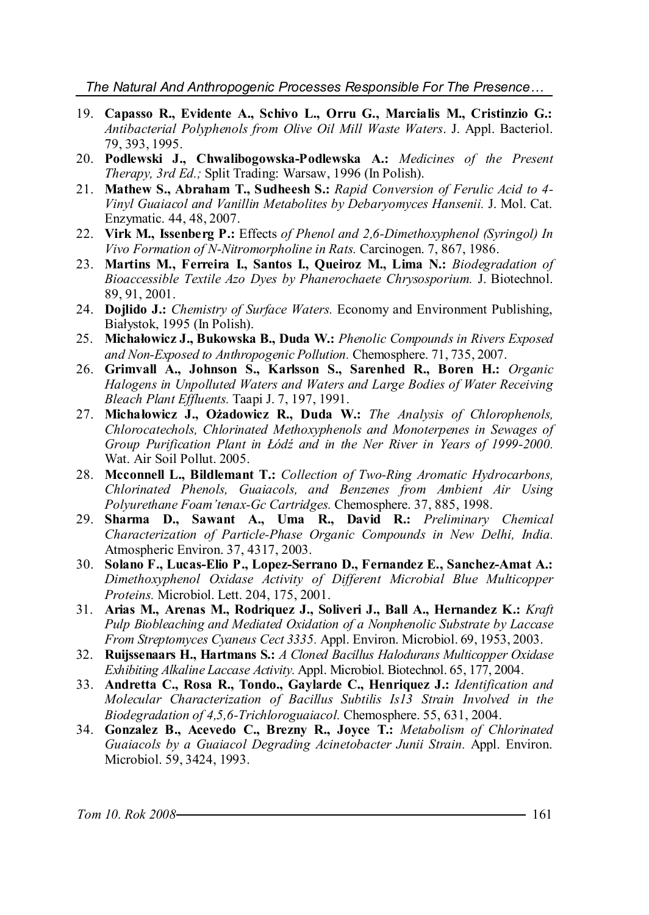19. **Capasso R., Evidente A., Schivo L., Orru G., Marcialis M., Cristinzio G.:** *Antibacterial Polyphenols from Olive Oil Mill Waste Waters*. J. Appl. Bacteriol. 79, 393, 1995.
20. **Podlewski J., Chwalibogowska-Podlewska A.:** *Medicines of the Present Therapy, 3rd Ed.;* Split Trading: Warsaw, 1996 (In Polish).
21. **Mathew S., Abraham T., Sudheesh S.:** *Rapid Conversion of Ferulic Acid to 4-Vinyl Guaiacol and Vanillin Metabolites by Debaryomyces Hansenii.* J. Mol. Cat. Enzymatic. 44, 48, 2007.
22. **Virk M., Issenberg P.:** Effects *of Phenol and 2,6-Dimethoxyphenol (Syringol) In Vivo Formation of N-Nitromorpholine in Rats.* Carcinogen. 7, 867, 1986.
23. **Martins M., Ferreira I., Santos I., Queiroz M., Lima N.:** *Biodegradation of Bioaccessible Textile Azo Dyes by Phanerochaete Chrysosporium.* J. Biotechnol. 89, 91, 2001.
24. **Dojlido J.:** *Chemistry of Surface Waters.* Economy and Environment Publishing, Białystok, 1995 (In Polish).
25. **Michałowicz J., Bukowska B., Duda W.:** *Phenolic Compounds in Rivers Exposed and Non-Exposed to Anthropogenic Pollution.* Chemosphere. 71, 735, 2007.
26. **Grimvall A., Johnson S., Karlsson S., Sarenhed R., Boren H.:** *Organic Halogens in Unpolluted Waters and Waters and Large Bodies of Water Receiving Bleach Plant Effluents.* Taapi J. 7, 197, 1991.
27. **Michałowicz J., Ożadowicz R., Duda W.:** *The Analysis of Chlorophenols, Chlorocatechols, Chlorinated Methoxyphenols and Monoterpenes in Sewages of Group Purification Plant in Łódź and in the Ner River in Years of 1999-2000.* Wat. Air Soil Pollut. 2005.
28. **Mcconnell L., Bildlemant T.:** *Collection of Two-Ring Aromatic Hydrocarbons, Chlorinated Phenols, Guaiacols, and Benzenes from Ambient Air Using Polyurethane Foam'tenax-Gc Cartridges.* Chemosphere. 37, 885, 1998.
29. **Sharma D., Sawant A., Uma R., David R.:** *Preliminary Chemical Characterization of Particle-Phase Organic Compounds in New Delhi, India.* Atmospheric Environ. 37, 4317, 2003.
30. **Solano F., Lucas-Elio P., Lopez-Serrano D., Fernandez E., Sanchez-Amat A.:** *Dimethoxyphenol Oxidase Activity of Different Microbial Blue Multicopper Proteins.* Microbiol. Lett. 204, 175, 2001.
31. **Arias M., Arenas M., Rodriquez J., Soliveri J., Ball A., Hernandez K.:** *Kraft Pulp Biobleaching and Mediated Oxidation of a Nonphenolic Substrate by Laccase From Streptomyces Cyaneus Cect 3335.* Appl. Environ. Microbiol. 69, 1953, 2003.
32. **Ruijssenaars H., Hartmans S.:** *A Cloned Bacillus Halodurans Multicopper Oxidase Exhibiting Alkaline Laccase Activity.* Appl. Microbiol. Biotechnol. 65, 177, 2004.
33. **Andretta C., Rosa R., Tondo., Gaylarde C., Henriquez J.:** *Identification and Molecular Characterization of Bacillus Subtilis Is13 Strain Involved in the Biodegradation of 4,5,6-Trichloroguaiacol.* Chemosphere. 55, 631, 2004.
34. **Gonzalez B., Acevedo C., Brezny R., Joyce T.:** *Metabolism of Chlorinated Guaiacols by a Guaiacol Degrading Acinetobacter Junii Strain.* Appl. Environ. Microbiol. 59, 3424, 1993.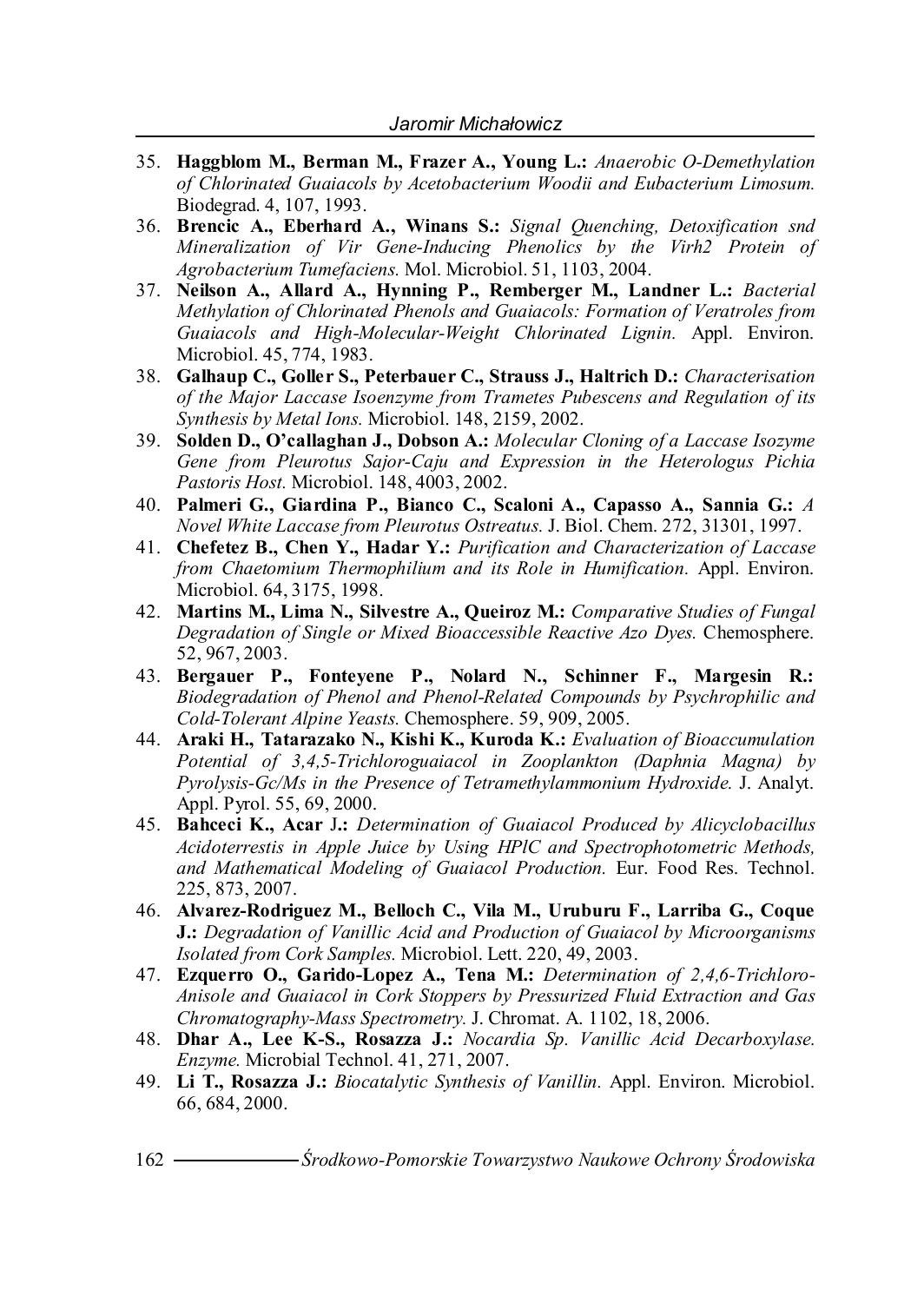35. **Haggblom M., Berman M., Frazer A., Young L.:** *Anaerobic O-Demethylation of Chlorinated Guaiacols by Acetobacterium Woodii and Eubacterium Limosum.* Biodegrad. 4, 107, 1993.
36. **Brencic A., Eberhard A., Winans S.:** *Signal Quenching, Detoxification snd Mineralization of Vir Gene-Inducing Phenolics by the Virh2 Protein of Agrobacterium Tumefaciens.* Mol. Microbiol. 51, 1103, 2004.
37. **Neilson A., Allard A., Hynning P., Remberger M., Landner L.:** *Bacterial Methylation of Chlorinated Phenols and Guaiacols: Formation of Veratroles from Guaiacols and High-Molecular-Weight Chlorinated Lignin.* Appl. Environ. Microbiol. 45, 774, 1983.
38. **Galhaup C., Goller S., Peterbauer C., Strauss J., Haltrich D.:** *Characterisation of the Major Laccase Isoenzyme from Trametes Pubescens and Regulation of its Synthesis by Metal Ions.* Microbiol. 148, 2159, 2002.
39. **Solden D., O'callaghan J., Dobson A.:** *Molecular Cloning of a Laccase Isozyme Gene from Pleurotus Sajor-Caju and Expression in the Heterologus Pichia Pastoris Host.* Microbiol. 148, 4003, 2002.
40. **Palmeri G., Giardina P., Bianco C., Scaloni A., Capasso A., Sannia G.:** *A Novel White Laccase from Pleurotus Ostreatus.* J. Biol. Chem. 272, 31301, 1997.
41. **Chefetez B., Chen Y., Hadar Y.:** *Purification and Characterization of Laccase from Chaetomium Thermophilium and its Role in Humification.* Appl. Environ. Microbiol. 64, 3175, 1998.
42. **Martins M., Lima N., Silvestre A., Queiroz M.:** *Comparative Studies of Fungal Degradation of Single or Mixed Bioaccessible Reactive Azo Dyes.* Chemosphere. 52, 967, 2003.
43. **Bergauer P., Fonteyene P., Nolard N., Schinner F., Margesin R.:** *Biodegradation of Phenol and Phenol-Related Compounds by Psychrophilic and Cold-Tolerant Alpine Yeasts.* Chemosphere. 59, 909, 2005.
44. **Araki H., Tatarazako N., Kishi K., Kuroda K.:** *Evaluation of Bioaccumulation Potential of 3,4,5-Trichloroguaiacol in Zooplankton (Daphnia Magna) by Pyrolysis-Gc/Ms in the Presence of Tetramethylammonium Hydroxide.* J. Analyt. Appl. Pyrol. 55, 69, 2000.
45. **Bahceci K., Acar J.:** *Determination of Guaiacol Produced by Alicyclobacillus Acidoterrestis in Apple Juice by Using HPlC and Spectrophotometric Methods, and Mathematical Modeling of Guaiacol Production.* Eur. Food Res. Technol. 225, 873, 2007.
46. **Alvarez-Rodriguez M., Belloch C., Vila M., Uruburu F., Larriba G., Coque J.:** *Degradation of Vanillic Acid and Production of Guaiacol by Microorganisms Isolated from Cork Samples.* Microbiol. Lett. 220, 49, 2003.
47. **Ezquerro O., Garido-Lopez A., Tena M.:** *Determination of 2,4,6-Trichloro-Anisole and Guaiacol in Cork Stoppers by Pressurized Fluid Extraction and Gas Chromatography-Mass Spectrometry.* J. Chromat. A. 1102, 18, 2006.
48. **Dhar A., Lee K-S., Rosazza J.:** *Nocardia Sp. Vanillic Acid Decarboxylase. Enzyme.* Microbial Technol. 41, 271, 2007.
49. **Li T., Rosazza J.:** *Biocatalytic Synthesis of Vanillin.* Appl. Environ. Microbiol. 66, 684, 2000.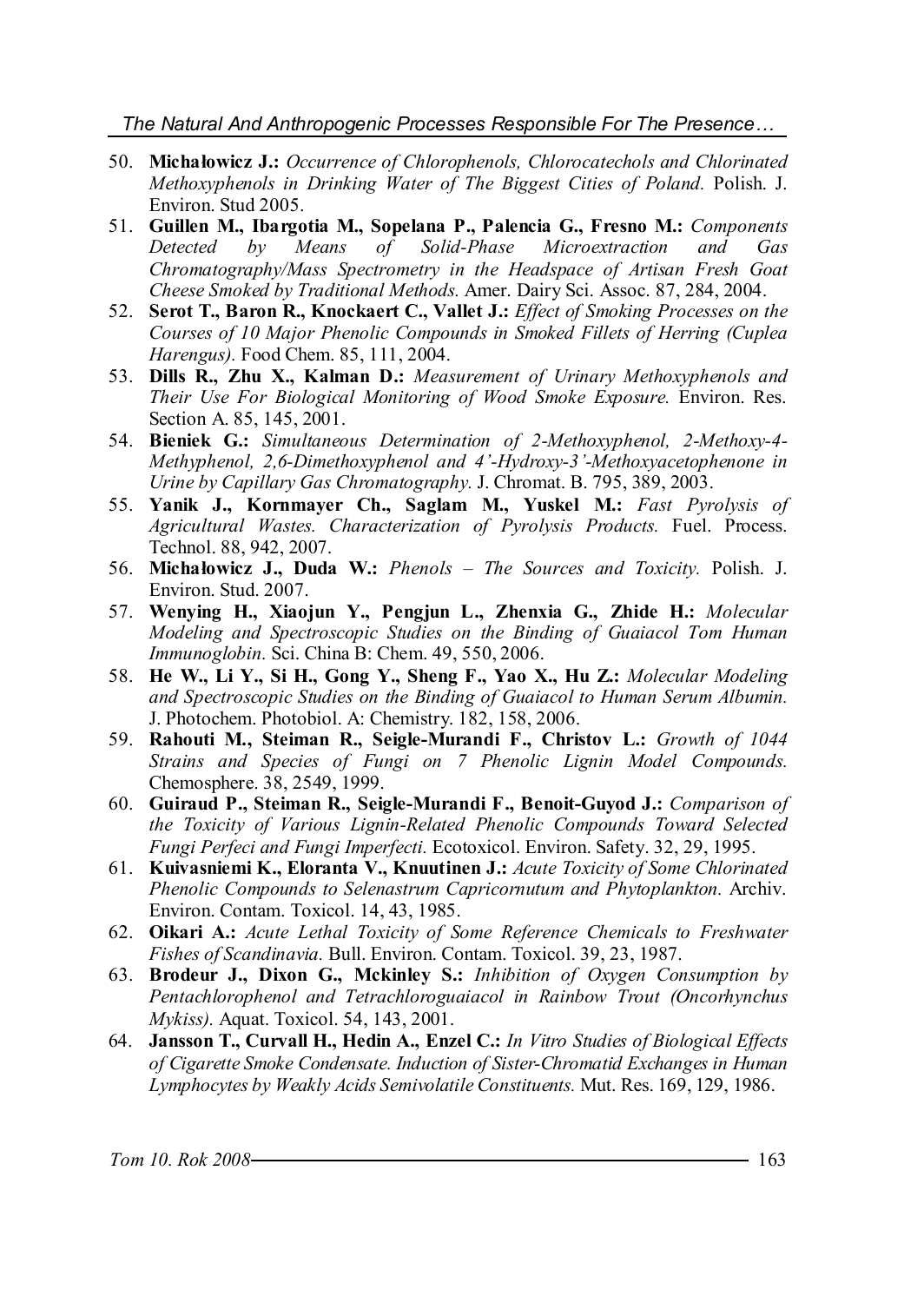50. **Michałowicz J.:** *Occurrence of Chlorophenols, Chlorocatechols and Chlorinated Methoxyphenols in Drinking Water of The Biggest Cities of Poland.* Polish. J. Environ. Stud 2005.
51. **Guillen M., Ibargotia M., Sopelana P., Palencia G., Fresno M.:** *Components Detected by Means of Solid-Phase Microextraction and Gas Chromatography/Mass Spectrometry in the Headspace of Artisan Fresh Goat Cheese Smoked by Traditional Methods.* Amer. Dairy Sci. Assoc. 87, 284, 2004.
52. **Serot T., Baron R., Knockaert C., Vallet J.:** *Effect of Smoking Processes on the Courses of 10 Major Phenolic Compounds in Smoked Fillets of Herring (Cuplea Harengus).* Food Chem. 85, 111, 2004.
53. **Dills R., Zhu X., Kalman D.:** *Measurement of Urinary Methoxyphenols and Their Use For Biological Monitoring of Wood Smoke Exposure.* Environ. Res. Section A. 85, 145, 2001.
54. **Bieniek G.:** *Simultaneous Determination of 2-Methoxyphenol, 2-Methoxy-4-Methyphenol, 2,6-Dimethoxyphenol and 4'-Hydroxy-3'-Methoxyacetophenone in Urine by Capillary Gas Chromatography.* J. Chromat. B. 795, 389, 2003.
55. **Yanik J., Kornmayer Ch., Saglam M., Yuskel M.:** *Fast Pyrolysis of Agricultural Wastes. Characterization of Pyrolysis Products.* Fuel. Process. Technol. 88, 942, 2007.
56. **Michałowicz J., Duda W.:** *Phenols – The Sources and Toxicity.* Polish. J. Environ. Stud. 2007.
57. **Wenying H., Xiaojun Y., Pengjun L., Zhenxia G., Zhide H.:** *Molecular Modeling and Spectroscopic Studies on the Binding of Guaiacol Tom Human Immunoglobin.* Sci. China B: Chem. 49, 550, 2006.
58. **He W., Li Y., Si H., Gong Y., Sheng F., Yao X., Hu Z.:** *Molecular Modeling and Spectroscopic Studies on the Binding of Guaiacol to Human Serum Albumin.* J. Photochem. Photobiol. A: Chemistry. 182, 158, 2006.
59. **Rahouti M., Steiman R., Seigle-Murandi F., Christov L.:** *Growth of 1044 Strains and Species of Fungi on 7 Phenolic Lignin Model Compounds.* Chemosphere. 38, 2549, 1999.
60. **Guiraud P., Steiman R., Seigle-Murandi F., Benoit-Guyod J.:** *Comparison of the Toxicity of Various Lignin-Related Phenolic Compounds Toward Selected Fungi Perfeci and Fungi Imperfecti.* Ecotoxicol. Environ. Safety. 32, 29, 1995.
61. **Kuivasniemi K., Eloranta V., Knuutinen J.:** *Acute Toxicity of Some Chlorinated Phenolic Compounds to Selenastrum Capricornutum and Phytoplankton.* Archiv. Environ. Contam. Toxicol. 14, 43, 1985.
62. **Oikari A.:** *Acute Lethal Toxicity of Some Reference Chemicals to Freshwater Fishes of Scandinavia.* Bull. Environ. Contam. Toxicol. 39, 23, 1987.
63. **Brodeur J., Dixon G., Mckinley S.:** *Inhibition of Oxygen Consumption by Pentachlorophenol and Tetrachloroguaiacol in Rainbow Trout (Oncorhynchus Mykiss).* Aquat. Toxicol. 54, 143, 2001.
64. **Jansson T., Curvall H., Hedin A., Enzel C.:** *In Vitro Studies of Biological Effects of Cigarette Smoke Condensate. Induction of Sister-Chromatid Exchanges in Human Lymphocytes by Weakly Acids Semivolatile Constituents.* Mut. Res. 169, 129, 1986.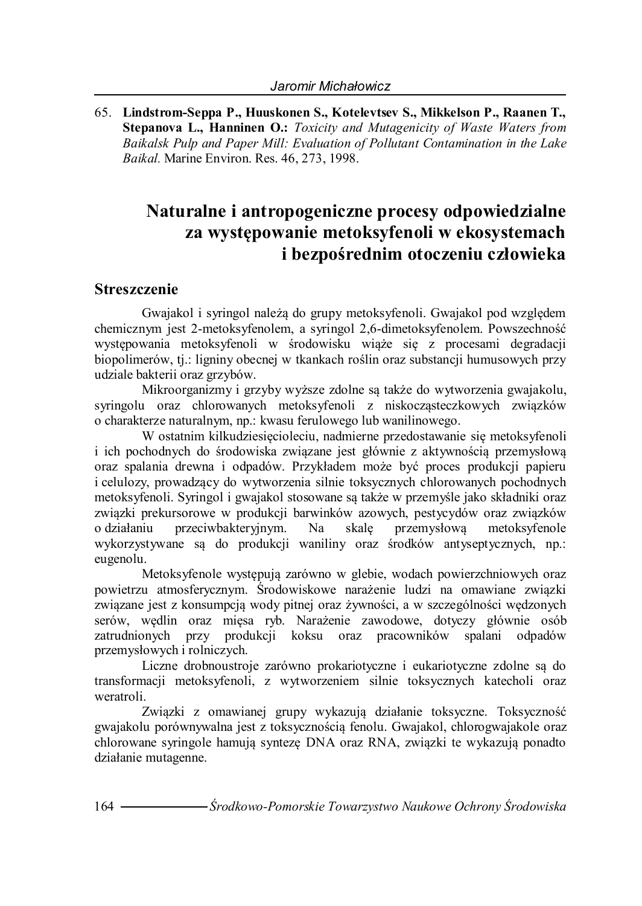65. **Lindstrom-Seppa P., Huuskonen S., Kotelevtsev S., Mikkelson P., Raanen T., Stepanova L., Hanninen O.:** *Toxicity and Mutagenicity of Waste Waters from Baikalsk Pulp and Paper Mill: Evaluation of Pollutant Contamination in the Lake Baikal.* Marine Environ. Res. 46, 273, 1998.

# Naturalne i antropogeniczne procesy odpowiedzialne za występowanie metoksyfenoli w ekosystemach i bezpośrednim otoczeniu człowieka

## Streszczenie

Gwajakol i syringol należą do grupy metoksyfenoli. Gwajakol pod względem chemicznym jest 2-metoksyfenolem, a syringol 2,6-dimetoksyfenolem. Powszechność występowania metoksyfenoli w środowisku wiąże się z procesami degradacji biopolimerów, tj.: ligniny obecnej w tkankach roślin oraz substancji humusowych przy udziale bakterii oraz grzybów.

Mikroorganizmy i grzyby wyższe zdolne są także do wytworzenia gwajakolu, syringolu oraz chlorowanych metoksyfenoli z niskocząsteczkowych związków o charakterze naturalnym, np.: kwasu ferulowego lub wanilinowego.

W ostatnim kilkudziesięcioleciu, nadmierne przedostawanie się metoksyfenoli i ich pochodnych do środowiska związane jest głównie z aktywnością przemysłową oraz spalania drewna i odpadów. Przykładem może być proces produkcji papieru i celulozy, prowadzący do wytworzenia silnie toksycznych chlorowanych pochodnych metoksyfenoli. Syringol i gwajakol stosowane są także w przemyśle jako składniki oraz związki prekursorowe w produkcji barwinków azowych, pestycydów oraz związków o działaniu przeciwbakteryjnym. Na skalę przemysłową metoksyfenole wykorzystywane są do produkcji waniliny oraz środków antyseptycznych, np.: eugenolu.

Metoksyfenole występują zarówno w glebie, wodach powierzchniowych oraz powietrzu atmosferycznym. Środowiskowe narażenie ludzi na omawiane związki związane jest z konsumpcją wody pitnej oraz żywności, a w szczególności wędzonych serów, wędlin oraz mięsa ryb. Narażenie zawodowe, dotyczy głównie osób zatrudnionych przy produkcji koksu oraz pracowników spalani odpadów przemysłowych i rolniczych.

Liczne drobnoustroje zarówno prokariotyczne i eukariotyczne zdolne są do transformacji metoksyfenoli, z wytworzeniem silnie toksycznych katecholi oraz weratroli.

Związki z omawianej grupy wykazują działanie toksyczne. Toksyczność gwajakolu porównywalna jest z toksycznością fenolu. Gwajakol, chlorogwajakole oraz chlorowane syringole hamują syntezę DNA oraz RNA, związki te wykazują ponadto działanie mutagenne.